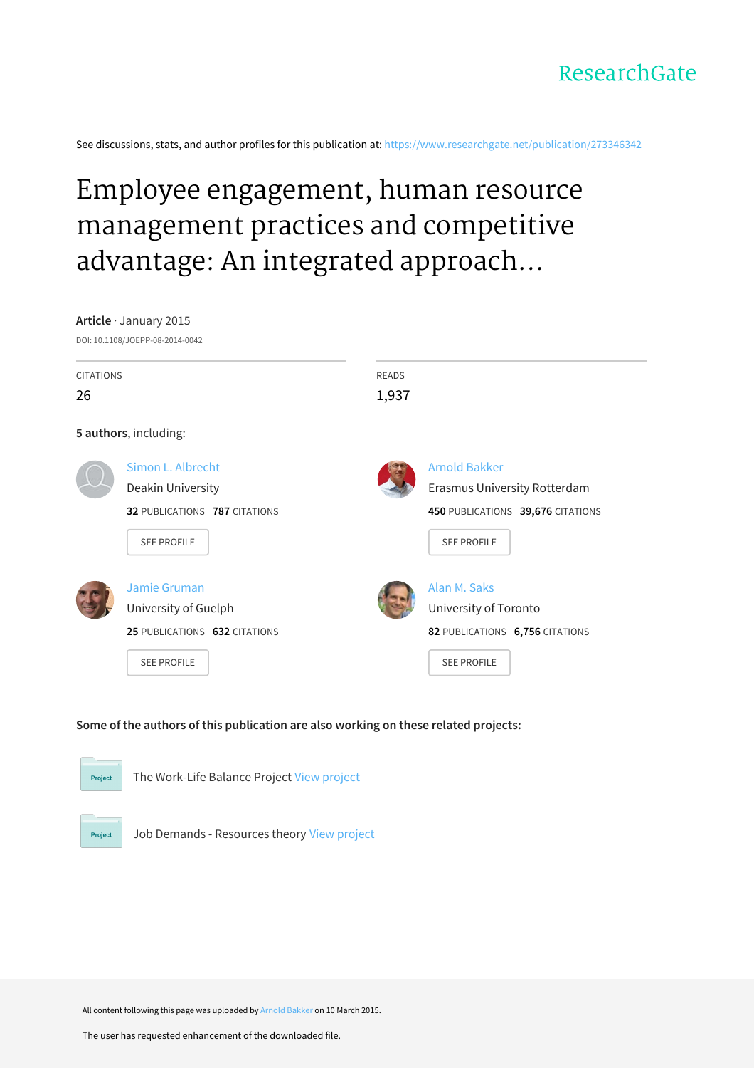ResearchGate

See discussions, stats, and author profiles for this publication at: https://www.researchgate.net/publication/273346342

# Employee engagement, human resource management practices and competitive advantage: An integrated approach...

**Article** · January 2015

DOI: 10.1108/JOEPP-08-2014-0042

CITATIONS
26

READS
1,937

**5 authors**, including:

Simon L. Albrecht
Deakin University
**32** PUBLICATIONS **787** CITATIONS
SEE PROFILE

Arnold Bakker
Erasmus University Rotterdam
**450** PUBLICATIONS **39,676** CITATIONS
SEE PROFILE

Jamie Gruman
University of Guelph
**25** PUBLICATIONS **632** CITATIONS
SEE PROFILE

Alan M. Saks
University of Toronto
**82** PUBLICATIONS **6,756** CITATIONS
SEE PROFILE

**Some of the authors of this publication are also working on these related projects:**

Project: The Work-Life Balance Project View project

Project: Job Demands - Resources theory View project

All content following this page was uploaded by Arnold Bakker on 10 March 2015.

The user has requested enhancement of the downloaded file.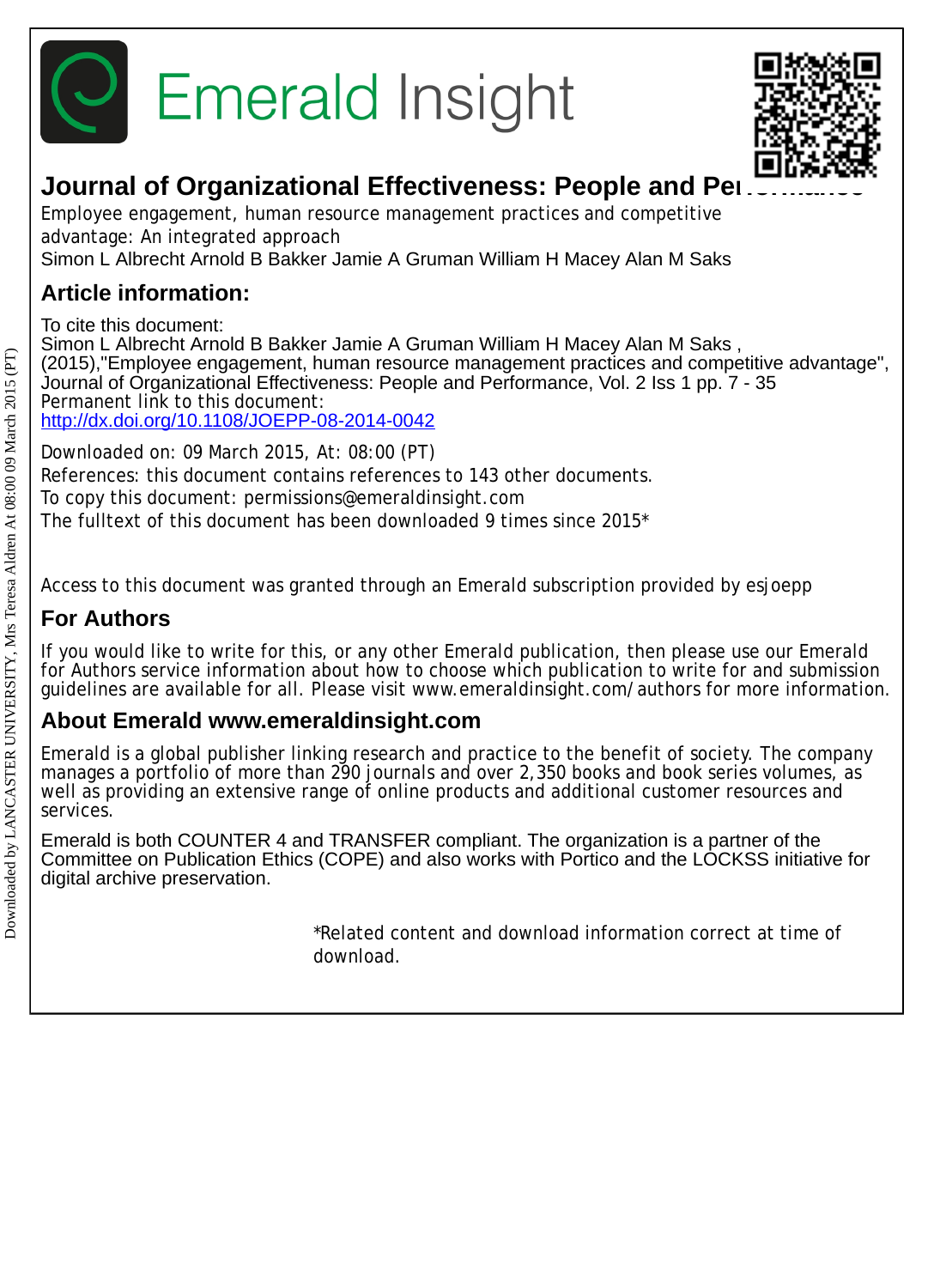# Emerald Insight

## Journal of Organizational Effectiveness: People and Performance

Employee engagement, human resource management practices and competitive advantage: An integrated approach

Simon L Albrecht Arnold B Bakker Jamie A Gruman William H Macey Alan M Saks

## Article information:

To cite this document:
Simon L Albrecht Arnold B Bakker Jamie A Gruman William H Macey Alan M Saks , (2015),"Employee engagement, human resource management practices and competitive advantage", Journal of Organizational Effectiveness: People and Performance, Vol. 2 Iss 1 pp. 7 - 35
Permanent link to this document:
http://dx.doi.org/10.1108/JOEPP-08-2014-0042

Downloaded on: 09 March 2015, At: 08:00 (PT)
References: this document contains references to 143 other documents.
To copy this document: permissions@emeraldinsight.com
The fulltext of this document has been downloaded 9 times since 2015*

Access to this document was granted through an Emerald subscription provided by esjoepp

## For Authors

If you would like to write for this, or any other Emerald publication, then please use our Emerald for Authors service information about how to choose which publication to write for and submission guidelines are available for all. Please visit www.emeraldinsight.com/authors for more information.

## About Emerald www.emeraldinsight.com

Emerald is a global publisher linking research and practice to the benefit of society. The company manages a portfolio of more than 290 journals and over 2,350 books and book series volumes, as well as providing an extensive range of online products and additional customer resources and services.

Emerald is both COUNTER 4 and TRANSFER compliant. The organization is a partner of the Committee on Publication Ethics (COPE) and also works with Portico and the LOCKSS initiative for digital archive preservation.

*Related content and download information correct at time of download.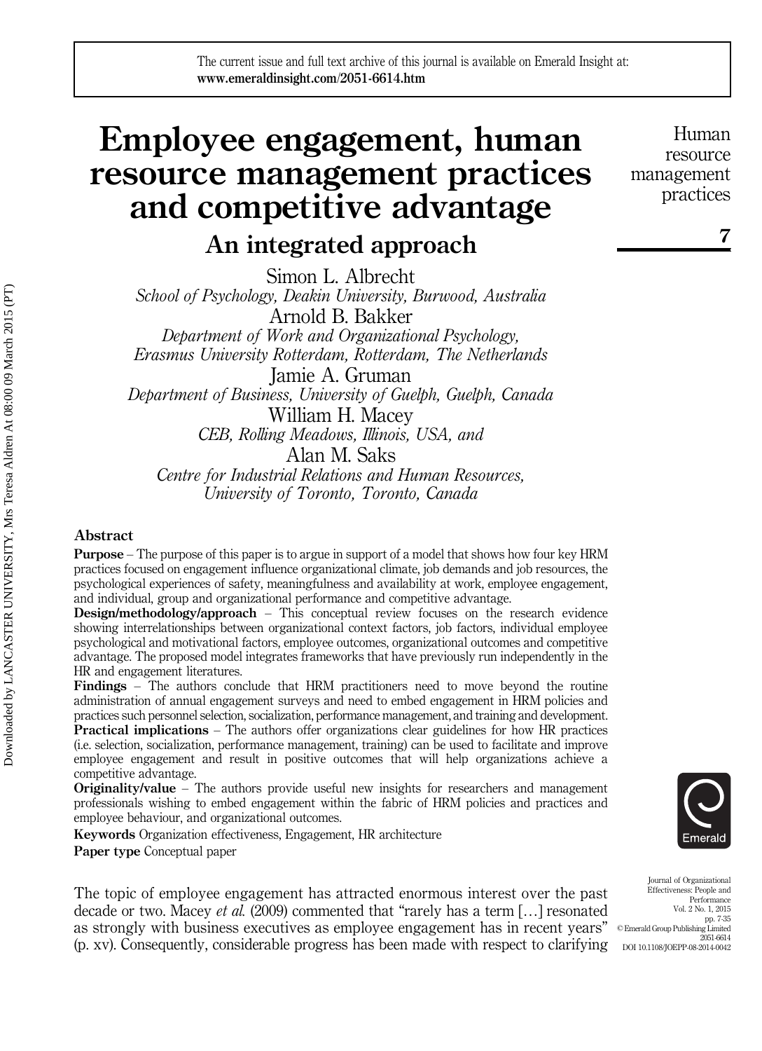# Employee engagement, human resource management practices and competitive advantage

## An integrated approach

Simon L. Albrecht
*School of Psychology, Deakin University, Burwood, Australia*

Arnold B. Bakker
*Department of Work and Organizational Psychology, Erasmus University Rotterdam, Rotterdam, The Netherlands*

Jamie A. Gruman
*Department of Business, University of Guelph, Guelph, Canada*

William H. Macey
*CEB, Rolling Meadows, Illinois, USA, and*

Alan M. Saks
*Centre for Industrial Relations and Human Resources, University of Toronto, Toronto, Canada*

### Abstract

**Purpose** – The purpose of this paper is to argue in support of a model that shows how four key HRM practices focused on engagement influence organizational climate, job demands and job resources, the psychological experiences of safety, meaningfulness and availability at work, employee engagement, and individual, group and organizational performance and competitive advantage.

**Design/methodology/approach** – This conceptual review focuses on the research evidence showing interrelationships between organizational context factors, job factors, individual employee psychological and motivational factors, employee outcomes, organizational outcomes and competitive advantage. The proposed model integrates frameworks that have previously run independently in the HR and engagement literatures.

**Findings** – The authors conclude that HRM practitioners need to move beyond the routine administration of annual engagement surveys and need to embed engagement in HRM policies and practices such personnel selection, socialization, performance management, and training and development.

**Practical implications** – The authors offer organizations clear guidelines for how HR practices (i.e. selection, socialization, performance management, training) can be used to facilitate and improve employee engagement and result in positive outcomes that will help organizations achieve a competitive advantage.

**Originality/value** – The authors provide useful new insights for researchers and management professionals wishing to embed engagement within the fabric of HRM policies and practices and employee behaviour, and organizational outcomes.

**Keywords** Organization effectiveness, Engagement, HR architecture

**Paper type** Conceptual paper

The topic of employee engagement has attracted enormous interest over the past decade or two. Macey *et al.* (2009) commented that "rarely has a term […] resonated as strongly with business executives as employee engagement has in recent years" (p. xv). Consequently, considerable progress has been made with respect to clarifying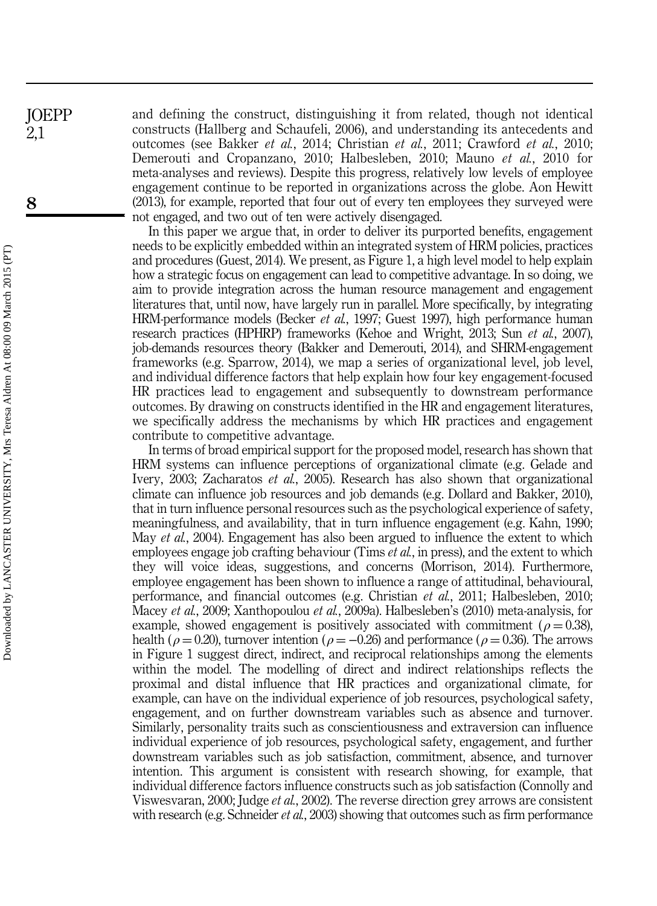and defining the construct, distinguishing it from related, though not identical constructs (Hallberg and Schaufeli, 2006), and understanding its antecedents and outcomes (see Bakker *et al.*, 2014; Christian *et al.*, 2011; Crawford *et al.*, 2010; Demerouti and Cropanzano, 2010; Halbesleben, 2010; Mauno *et al.*, 2010 for meta-analyses and reviews). Despite this progress, relatively low levels of employee engagement continue to be reported in organizations across the globe. Aon Hewitt (2013), for example, reported that four out of every ten employees they surveyed were not engaged, and two out of ten were actively disengaged.

In this paper we argue that, in order to deliver its purported benefits, engagement needs to be explicitly embedded within an integrated system of HRM policies, practices and procedures (Guest, 2014). We present, as Figure 1, a high level model to help explain how a strategic focus on engagement can lead to competitive advantage. In so doing, we aim to provide integration across the human resource management and engagement literatures that, until now, have largely run in parallel. More specifically, by integrating HRM-performance models (Becker *et al.*, 1997; Guest 1997), high performance human research practices (HPHRP) frameworks (Kehoe and Wright, 2013; Sun *et al.*, 2007), job-demands resources theory (Bakker and Demerouti, 2014), and SHRM-engagement frameworks (e.g. Sparrow, 2014), we map a series of organizational level, job level, and individual difference factors that help explain how four key engagement-focused HR practices lead to engagement and subsequently to downstream performance outcomes. By drawing on constructs identified in the HR and engagement literatures, we specifically address the mechanisms by which HR practices and engagement contribute to competitive advantage.

In terms of broad empirical support for the proposed model, research has shown that HRM systems can influence perceptions of organizational climate (e.g. Gelade and Ivery, 2003; Zacharatos *et al.*, 2005). Research has also shown that organizational climate can influence job resources and job demands (e.g. Dollard and Bakker, 2010), that in turn influence personal resources such as the psychological experience of safety, meaningfulness, and availability, that in turn influence engagement (e.g. Kahn, 1990; May *et al.*, 2004). Engagement has also been argued to influence the extent to which employees engage job crafting behaviour (Tims *et al.*, in press), and the extent to which they will voice ideas, suggestions, and concerns (Morrison, 2014). Furthermore, employee engagement has been shown to influence a range of attitudinal, behavioural, performance, and financial outcomes (e.g. Christian *et al.*, 2011; Halbesleben, 2010; Macey *et al.*, 2009; Xanthopoulou *et al.*, 2009a). Halbesleben's (2010) meta-analysis, for example, showed engagement is positively associated with commitment ($\rho = 0.38$), health ($\rho = 0.20$), turnover intention ($\rho = -0.26$) and performance ($\rho = 0.36$). The arrows in Figure 1 suggest direct, indirect, and reciprocal relationships among the elements within the model. The modelling of direct and indirect relationships reflects the proximal and distal influence that HR practices and organizational climate, for example, can have on the individual experience of job resources, psychological safety, engagement, and on further downstream variables such as absence and turnover. Similarly, personality traits such as conscientiousness and extraversion can influence individual experience of job resources, psychological safety, engagement, and further downstream variables such as job satisfaction, commitment, absence, and turnover intention. This argument is consistent with research showing, for example, that individual difference factors influence constructs such as job satisfaction (Connolly and Viswesvaran, 2000; Judge *et al.*, 2002). The reverse direction grey arrows are consistent with research (e.g. Schneider *et al.*, 2003) showing that outcomes such as firm performance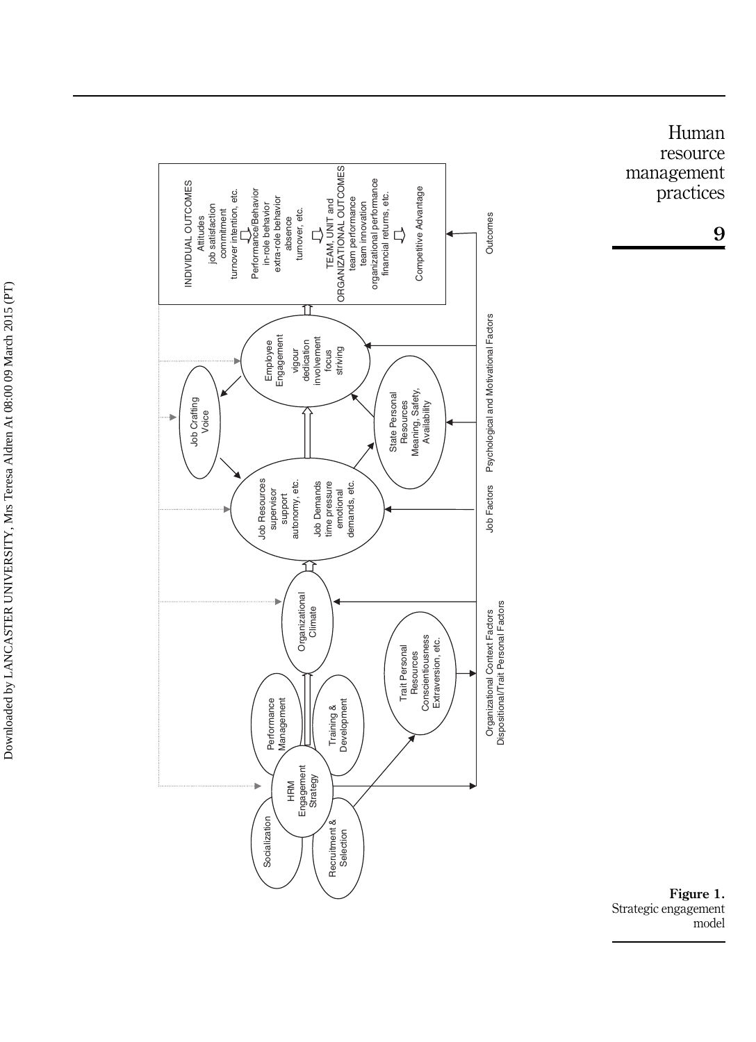Organizational Context Factors
Dispositional/Trait Personal Factors

Job Factors

Psychological and Motivational Factors

Outcomes

Socialization

Recruitment & Selection

HRM Engagement Strategy

Performance Management

Training & Development

Trait Personal Resources
Conscientiousness
Extraversion, etc.

Organizational Climate

Job Resources
supervisor
support
autonomy, etc.

Job Demands
time pressure
emotional
demands, etc.

Job Crafting
Voice

State Personal Resources
Meaning, Safety,
Availability

Employee Engagement
vigour
dedication
involvement
focus
striving

INDIVIDUAL OUTCOMES
Attitudes
job satisfaction
commitment
turnover intention, etc.
Performance/Behavior
in-role behavior
extra-role behavior
absence
turnover, etc.
TEAM, UNIT and
ORGANIZATIONAL OUTCOMES
team performance
team innovation
organizational performance
financial returns, etc.
Competitive Advantage

**Figure 1.**
Strategic engagement model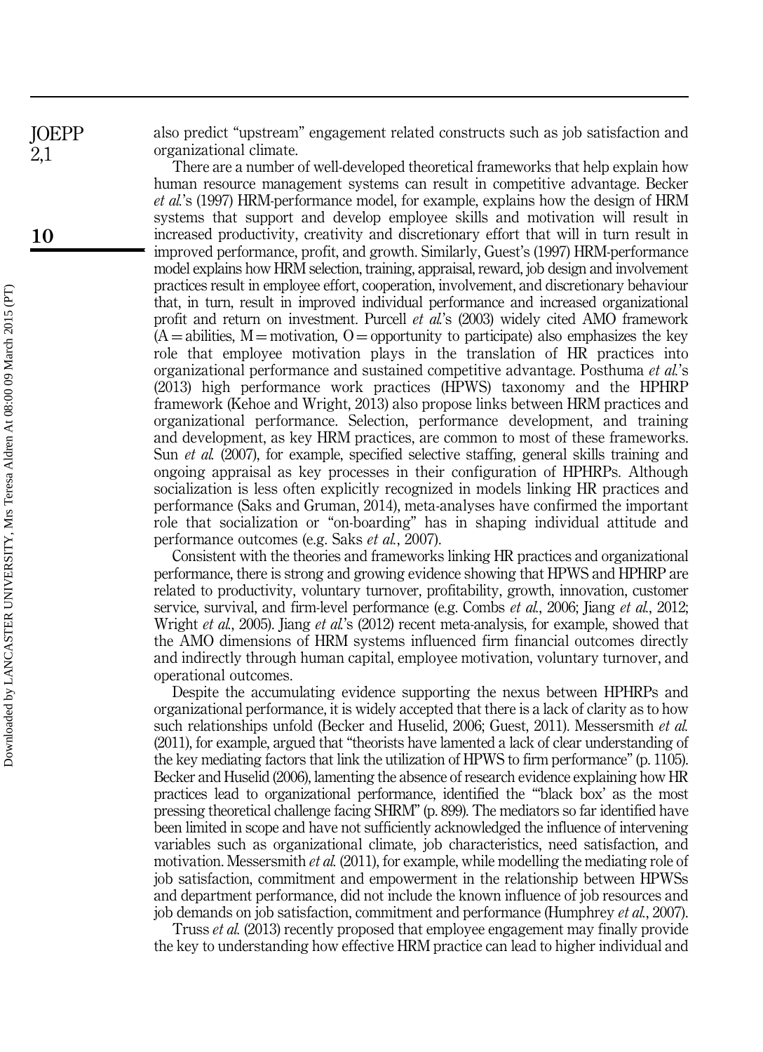also predict "upstream" engagement related constructs such as job satisfaction and organizational climate.

There are a number of well-developed theoretical frameworks that help explain how human resource management systems can result in competitive advantage. Becker *et al.*'s (1997) HRM-performance model, for example, explains how the design of HRM systems that support and develop employee skills and motivation will result in increased productivity, creativity and discretionary effort that will in turn result in improved performance, profit, and growth. Similarly, Guest's (1997) HRM-performance model explains how HRM selection, training, appraisal, reward, job design and involvement practices result in employee effort, cooperation, involvement, and discretionary behaviour that, in turn, result in improved individual performance and increased organizational profit and return on investment. Purcell *et al.*'s (2003) widely cited AMO framework (A = abilities, M = motivation, O = opportunity to participate) also emphasizes the key role that employee motivation plays in the translation of HR practices into organizational performance and sustained competitive advantage. Posthuma *et al.*'s (2013) high performance work practices (HPWS) taxonomy and the HPHRP framework (Kehoe and Wright, 2013) also propose links between HRM practices and organizational performance. Selection, performance development, and training and development, as key HRM practices, are common to most of these frameworks. Sun *et al.* (2007), for example, specified selective staffing, general skills training and ongoing appraisal as key processes in their configuration of HPHRPs. Although socialization is less often explicitly recognized in models linking HR practices and performance (Saks and Gruman, 2014), meta-analyses have confirmed the important role that socialization or "on-boarding" has in shaping individual attitude and performance outcomes (e.g. Saks *et al.*, 2007).

Consistent with the theories and frameworks linking HR practices and organizational performance, there is strong and growing evidence showing that HPWS and HPHRP are related to productivity, voluntary turnover, profitability, growth, innovation, customer service, survival, and firm-level performance (e.g. Combs *et al.*, 2006; Jiang *et al.*, 2012; Wright *et al.*, 2005). Jiang *et al.*'s (2012) recent meta-analysis, for example, showed that the AMO dimensions of HRM systems influenced firm financial outcomes directly and indirectly through human capital, employee motivation, voluntary turnover, and operational outcomes.

Despite the accumulating evidence supporting the nexus between HPHRPs and organizational performance, it is widely accepted that there is a lack of clarity as to how such relationships unfold (Becker and Huselid, 2006; Guest, 2011). Messersmith *et al.* (2011), for example, argued that "theorists have lamented a lack of clear understanding of the key mediating factors that link the utilization of HPWS to firm performance" (p. 1105). Becker and Huselid (2006), lamenting the absence of research evidence explaining how HR practices lead to organizational performance, identified the "'black box' as the most pressing theoretical challenge facing SHRM" (p. 899). The mediators so far identified have been limited in scope and have not sufficiently acknowledged the influence of intervening variables such as organizational climate, job characteristics, need satisfaction, and motivation. Messersmith *et al.* (2011), for example, while modelling the mediating role of job satisfaction, commitment and empowerment in the relationship between HPWSs and department performance, did not include the known influence of job resources and job demands on job satisfaction, commitment and performance (Humphrey *et al.*, 2007).

Truss *et al.* (2013) recently proposed that employee engagement may finally provide the key to understanding how effective HRM practice can lead to higher individual and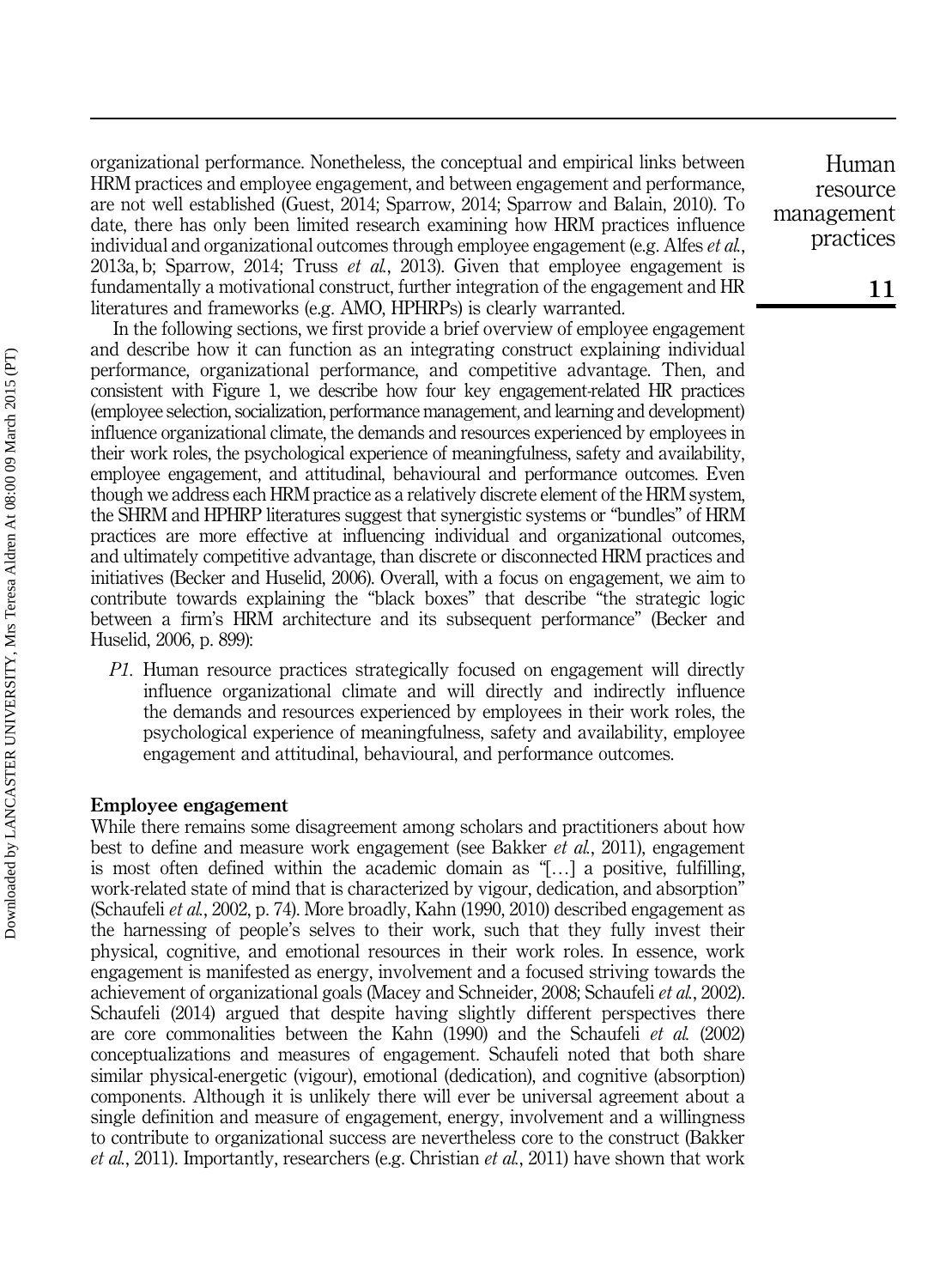organizational performance. Nonetheless, the conceptual and empirical links between HRM practices and employee engagement, and between engagement and performance, are not well established (Guest, 2014; Sparrow, 2014; Sparrow and Balain, 2010). To date, there has only been limited research examining how HRM practices influence individual and organizational outcomes through employee engagement (e.g. Alfes *et al.*, 2013a, b; Sparrow, 2014; Truss *et al.*, 2013). Given that employee engagement is fundamentally a motivational construct, further integration of the engagement and HR literatures and frameworks (e.g. AMO, HPHRPs) is clearly warranted.

In the following sections, we first provide a brief overview of employee engagement and describe how it can function as an integrating construct explaining individual performance, organizational performance, and competitive advantage. Then, and consistent with Figure 1, we describe how four key engagement-related HR practices (employee selection, socialization, performance management, and learning and development) influence organizational climate, the demands and resources experienced by employees in their work roles, the psychological experience of meaningfulness, safety and availability, employee engagement, and attitudinal, behavioural and performance outcomes. Even though we address each HRM practice as a relatively discrete element of the HRM system, the SHRM and HPHRP literatures suggest that synergistic systems or "bundles" of HRM practices are more effective at influencing individual and organizational outcomes, and ultimately competitive advantage, than discrete or disconnected HRM practices and initiatives (Becker and Huselid, 2006). Overall, with a focus on engagement, we aim to contribute towards explaining the "black boxes" that describe "the strategic logic between a firm's HRM architecture and its subsequent performance" (Becker and Huselid, 2006, p. 899):

*P1.* Human resource practices strategically focused on engagement will directly influence organizational climate and will directly and indirectly influence the demands and resources experienced by employees in their work roles, the psychological experience of meaningfulness, safety and availability, employee engagement and attitudinal, behavioural, and performance outcomes.

## Employee engagement

While there remains some disagreement among scholars and practitioners about how best to define and measure work engagement (see Bakker *et al.*, 2011), engagement is most often defined within the academic domain as "[…] a positive, fulfilling, work-related state of mind that is characterized by vigour, dedication, and absorption" (Schaufeli *et al.*, 2002, p. 74). More broadly, Kahn (1990, 2010) described engagement as the harnessing of people's selves to their work, such that they fully invest their physical, cognitive, and emotional resources in their work roles. In essence, work engagement is manifested as energy, involvement and a focused striving towards the achievement of organizational goals (Macey and Schneider, 2008; Schaufeli *et al.*, 2002). Schaufeli (2014) argued that despite having slightly different perspectives there are core commonalities between the Kahn (1990) and the Schaufeli *et al.* (2002) conceptualizations and measures of engagement. Schaufeli noted that both share similar physical-energetic (vigour), emotional (dedication), and cognitive (absorption) components. Although it is unlikely there will ever be universal agreement about a single definition and measure of engagement, energy, involvement and a willingness to contribute to organizational success are nevertheless core to the construct (Bakker *et al.*, 2011). Importantly, researchers (e.g. Christian *et al.*, 2011) have shown that work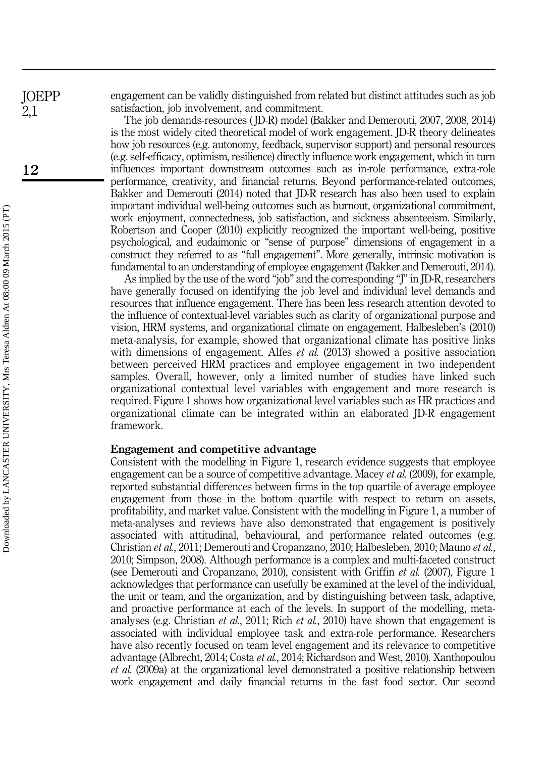engagement can be validly distinguished from related but distinct attitudes such as job satisfaction, job involvement, and commitment.

The job demands-resources (JD-R) model (Bakker and Demerouti, 2007, 2008, 2014) is the most widely cited theoretical model of work engagement. JD-R theory delineates how job resources (e.g. autonomy, feedback, supervisor support) and personal resources (e.g. self-efficacy, optimism, resilience) directly influence work engagement, which in turn influences important downstream outcomes such as in-role performance, extra-role performance, creativity, and financial returns. Beyond performance-related outcomes, Bakker and Demerouti (2014) noted that JD-R research has also been used to explain important individual well-being outcomes such as burnout, organizational commitment, work enjoyment, connectedness, job satisfaction, and sickness absenteeism. Similarly, Robertson and Cooper (2010) explicitly recognized the important well-being, positive psychological, and eudaimonic or "sense of purpose" dimensions of engagement in a construct they referred to as "full engagement". More generally, intrinsic motivation is fundamental to an understanding of employee engagement (Bakker and Demerouti, 2014).

As implied by the use of the word "job" and the corresponding "J" in JD-R, researchers have generally focused on identifying the job level and individual level demands and resources that influence engagement. There has been less research attention devoted to the influence of contextual-level variables such as clarity of organizational purpose and vision, HRM systems, and organizational climate on engagement. Halbesleben's (2010) meta-analysis, for example, showed that organizational climate has positive links with dimensions of engagement. Alfes *et al.* (2013) showed a positive association between perceived HRM practices and employee engagement in two independent samples. Overall, however, only a limited number of studies have linked such organizational contextual level variables with engagement and more research is required. Figure 1 shows how organizational level variables such as HR practices and organizational climate can be integrated within an elaborated JD-R engagement framework.

## Engagement and competitive advantage

Consistent with the modelling in Figure 1, research evidence suggests that employee engagement can be a source of competitive advantage. Macey *et al.* (2009), for example, reported substantial differences between firms in the top quartile of average employee engagement from those in the bottom quartile with respect to return on assets, profitability, and market value. Consistent with the modelling in Figure 1, a number of meta-analyses and reviews have also demonstrated that engagement is positively associated with attitudinal, behavioural, and performance related outcomes (e.g. Christian *et al.*, 2011; Demerouti and Cropanzano, 2010; Halbesleben, 2010; Mauno *et al.*, 2010; Simpson, 2008). Although performance is a complex and multi-faceted construct (see Demerouti and Cropanzano, 2010), consistent with Griffin *et al.* (2007), Figure 1 acknowledges that performance can usefully be examined at the level of the individual, the unit or team, and the organization, and by distinguishing between task, adaptive, and proactive performance at each of the levels. In support of the modelling, meta-analyses (e.g. Christian *et al.*, 2011; Rich *et al.*, 2010) have shown that engagement is associated with individual employee task and extra-role performance. Researchers have also recently focused on team level engagement and its relevance to competitive advantage (Albrecht, 2014; Costa *et al.*, 2014; Richardson and West, 2010). Xanthopoulou *et al.* (2009a) at the organizational level demonstrated a positive relationship between work engagement and daily financial returns in the fast food sector. Our second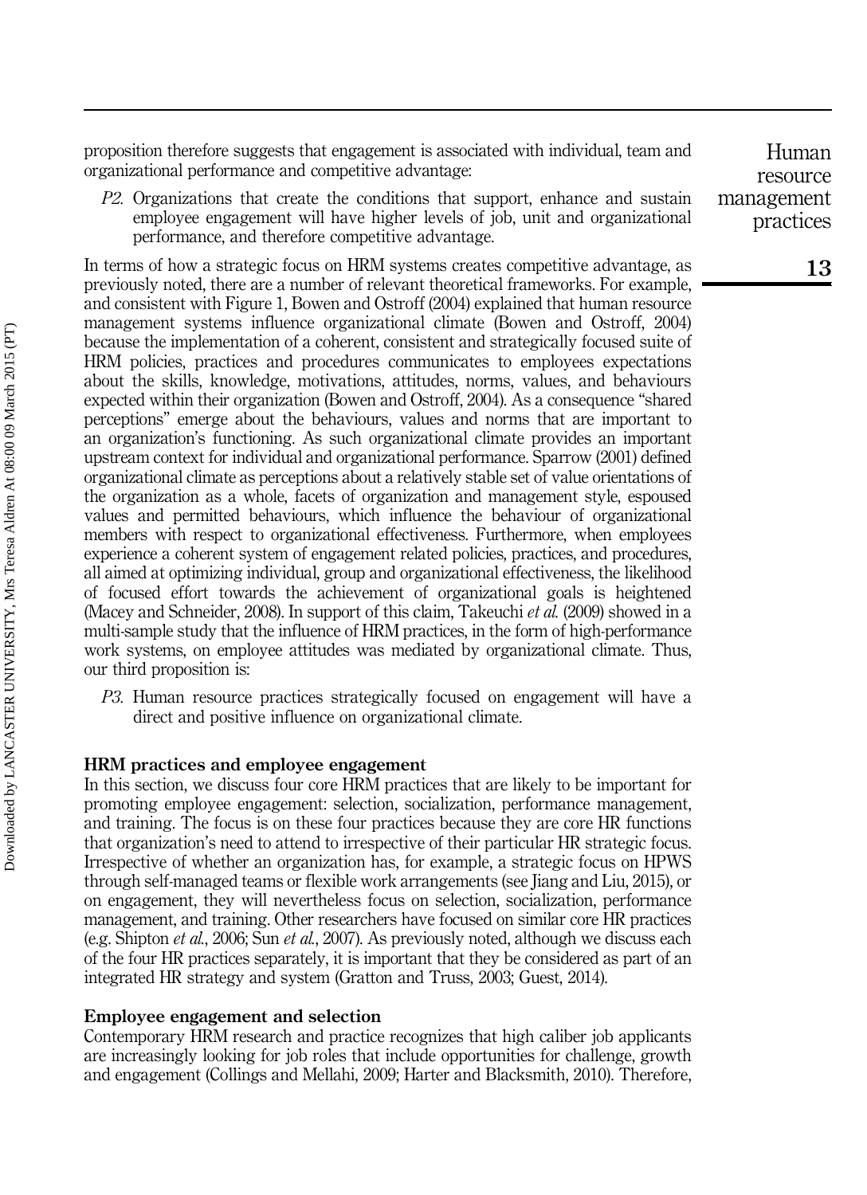proposition therefore suggests that engagement is associated with individual, team and organizational performance and competitive advantage:

*P2*. Organizations that create the conditions that support, enhance and sustain employee engagement will have higher levels of job, unit and organizational performance, and therefore competitive advantage.

In terms of how a strategic focus on HRM systems creates competitive advantage, as previously noted, there are a number of relevant theoretical frameworks. For example, and consistent with Figure 1, Bowen and Ostroff (2004) explained that human resource management systems influence organizational climate (Bowen and Ostroff, 2004) because the implementation of a coherent, consistent and strategically focused suite of HRM policies, practices and procedures communicates to employees expectations about the skills, knowledge, motivations, attitudes, norms, values, and behaviours expected within their organization (Bowen and Ostroff, 2004). As a consequence "shared perceptions" emerge about the behaviours, values and norms that are important to an organization's functioning. As such organizational climate provides an important upstream context for individual and organizational performance. Sparrow (2001) defined organizational climate as perceptions about a relatively stable set of value orientations of the organization as a whole, facets of organization and management style, espoused values and permitted behaviours, which influence the behaviour of organizational members with respect to organizational effectiveness. Furthermore, when employees experience a coherent system of engagement related policies, practices, and procedures, all aimed at optimizing individual, group and organizational effectiveness, the likelihood of focused effort towards the achievement of organizational goals is heightened (Macey and Schneider, 2008). In support of this claim, Takeuchi *et al.* (2009) showed in a multi-sample study that the influence of HRM practices, in the form of high-performance work systems, on employee attitudes was mediated by organizational climate. Thus, our third proposition is:

*P3*. Human resource practices strategically focused on engagement will have a direct and positive influence on organizational climate.

### HRM practices and employee engagement

In this section, we discuss four core HRM practices that are likely to be important for promoting employee engagement: selection, socialization, performance management, and training. The focus is on these four practices because they are core HR functions that organization's need to attend to irrespective of their particular HR strategic focus. Irrespective of whether an organization has, for example, a strategic focus on HPWS through self-managed teams or flexible work arrangements (see Jiang and Liu, 2015), or on engagement, they will nevertheless focus on selection, socialization, performance management, and training. Other researchers have focused on similar core HR practices (e.g. Shipton *et al.*, 2006; Sun *et al.*, 2007). As previously noted, although we discuss each of the four HR practices separately, it is important that they be considered as part of an integrated HR strategy and system (Gratton and Truss, 2003; Guest, 2014).

### Employee engagement and selection

Contemporary HRM research and practice recognizes that high caliber job applicants are increasingly looking for job roles that include opportunities for challenge, growth and engagement (Collings and Mellahi, 2009; Harter and Blacksmith, 2010). Therefore,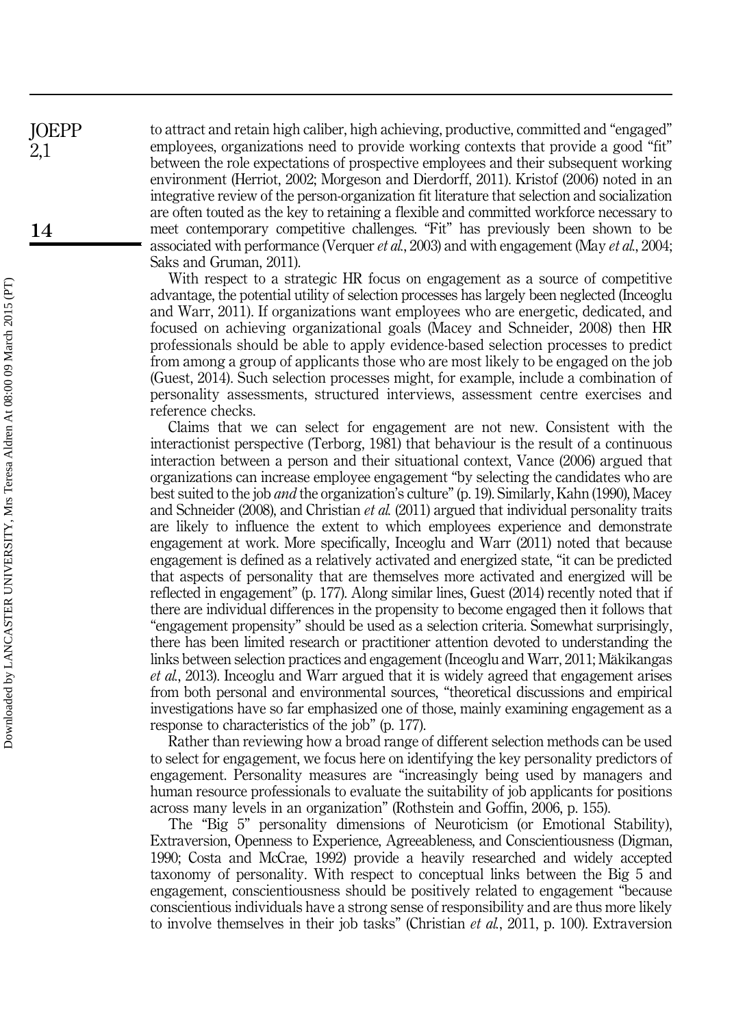to attract and retain high caliber, high achieving, productive, committed and "engaged" employees, organizations need to provide working contexts that provide a good "fit" between the role expectations of prospective employees and their subsequent working environment (Herriot, 2002; Morgeson and Dierdorff, 2011). Kristof (2006) noted in an integrative review of the person-organization fit literature that selection and socialization are often touted as the key to retaining a flexible and committed workforce necessary to meet contemporary competitive challenges. "Fit" has previously been shown to be associated with performance (Verquer *et al.*, 2003) and with engagement (May *et al.*, 2004; Saks and Gruman, 2011).

With respect to a strategic HR focus on engagement as a source of competitive advantage, the potential utility of selection processes has largely been neglected (Inceoglu and Warr, 2011). If organizations want employees who are energetic, dedicated, and focused on achieving organizational goals (Macey and Schneider, 2008) then HR professionals should be able to apply evidence-based selection processes to predict from among a group of applicants those who are most likely to be engaged on the job (Guest, 2014). Such selection processes might, for example, include a combination of personality assessments, structured interviews, assessment centre exercises and reference checks.

Claims that we can select for engagement are not new. Consistent with the interactionist perspective (Terborg, 1981) that behaviour is the result of a continuous interaction between a person and their situational context, Vance (2006) argued that organizations can increase employee engagement "by selecting the candidates who are best suited to the job *and* the organization's culture" (p. 19). Similarly, Kahn (1990), Macey and Schneider (2008), and Christian *et al.* (2011) argued that individual personality traits are likely to influence the extent to which employees experience and demonstrate engagement at work. More specifically, Inceoglu and Warr (2011) noted that because engagement is defined as a relatively activated and energized state, "it can be predicted that aspects of personality that are themselves more activated and energized will be reflected in engagement" (p. 177). Along similar lines, Guest (2014) recently noted that if there are individual differences in the propensity to become engaged then it follows that "engagement propensity" should be used as a selection criteria. Somewhat surprisingly, there has been limited research or practitioner attention devoted to understanding the links between selection practices and engagement (Inceoglu and Warr, 2011; Mäkikangas *et al.*, 2013). Inceoglu and Warr argued that it is widely agreed that engagement arises from both personal and environmental sources, "theoretical discussions and empirical investigations have so far emphasized one of those, mainly examining engagement as a response to characteristics of the job" (p. 177).

Rather than reviewing how a broad range of different selection methods can be used to select for engagement, we focus here on identifying the key personality predictors of engagement. Personality measures are "increasingly being used by managers and human resource professionals to evaluate the suitability of job applicants for positions across many levels in an organization" (Rothstein and Goffin, 2006, p. 155).

The "Big 5" personality dimensions of Neuroticism (or Emotional Stability), Extraversion, Openness to Experience, Agreeableness, and Conscientiousness (Digman, 1990; Costa and McCrae, 1992) provide a heavily researched and widely accepted taxonomy of personality. With respect to conceptual links between the Big 5 and engagement, conscientiousness should be positively related to engagement "because conscientious individuals have a strong sense of responsibility and are thus more likely to involve themselves in their job tasks" (Christian *et al.*, 2011, p. 100). Extraversion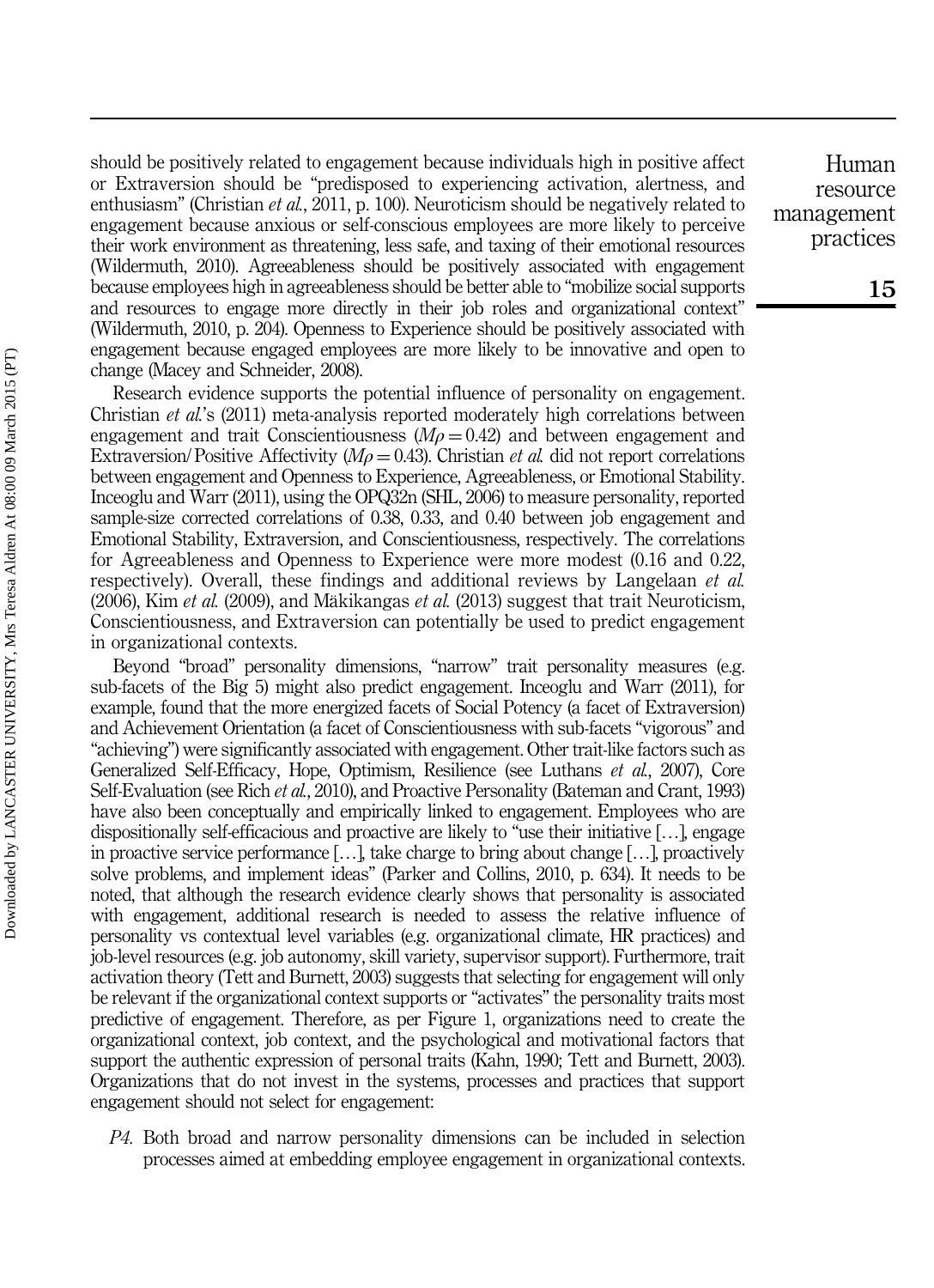should be positively related to engagement because individuals high in positive affect or Extraversion should be "predisposed to experiencing activation, alertness, and enthusiasm" (Christian *et al.*, 2011, p. 100). Neuroticism should be negatively related to engagement because anxious or self-conscious employees are more likely to perceive their work environment as threatening, less safe, and taxing of their emotional resources (Wildermuth, 2010). Agreeableness should be positively associated with engagement because employees high in agreeableness should be better able to "mobilize social supports and resources to engage more directly in their job roles and organizational context" (Wildermuth, 2010, p. 204). Openness to Experience should be positively associated with engagement because engaged employees are more likely to be innovative and open to change (Macey and Schneider, 2008).

Research evidence supports the potential influence of personality on engagement. Christian *et al.*'s (2011) meta-analysis reported moderately high correlations between engagement and trait Conscientiousness ($M\rho = 0.42$) and between engagement and Extraversion/Positive Affectivity ($M\rho = 0.43$). Christian *et al.* did not report correlations between engagement and Openness to Experience, Agreeableness, or Emotional Stability. Inceoglu and Warr (2011), using the OPQ32n (SHL, 2006) to measure personality, reported sample-size corrected correlations of 0.38, 0.33, and 0.40 between job engagement and Emotional Stability, Extraversion, and Conscientiousness, respectively. The correlations for Agreeableness and Openness to Experience were more modest (0.16 and 0.22, respectively). Overall, these findings and additional reviews by Langelaan *et al.* (2006), Kim *et al.* (2009), and Mäkikangas *et al.* (2013) suggest that trait Neuroticism, Conscientiousness, and Extraversion can potentially be used to predict engagement in organizational contexts.

Beyond "broad" personality dimensions, "narrow" trait personality measures (e.g. sub-facets of the Big 5) might also predict engagement. Inceoglu and Warr (2011), for example, found that the more energized facets of Social Potency (a facet of Extraversion) and Achievement Orientation (a facet of Conscientiousness with sub-facets "vigorous" and "achieving") were significantly associated with engagement. Other trait-like factors such as Generalized Self-Efficacy, Hope, Optimism, Resilience (see Luthans *et al.*, 2007), Core Self-Evaluation (see Rich *et al.*, 2010), and Proactive Personality (Bateman and Crant, 1993) have also been conceptually and empirically linked to engagement. Employees who are dispositionally self-efficacious and proactive are likely to "use their initiative […], engage in proactive service performance […], take charge to bring about change […], proactively solve problems, and implement ideas" (Parker and Collins, 2010, p. 634). It needs to be noted, that although the research evidence clearly shows that personality is associated with engagement, additional research is needed to assess the relative influence of personality vs contextual level variables (e.g. organizational climate, HR practices) and job-level resources (e.g. job autonomy, skill variety, supervisor support). Furthermore, trait activation theory (Tett and Burnett, 2003) suggests that selecting for engagement will only be relevant if the organizational context supports or "activates" the personality traits most predictive of engagement. Therefore, as per Figure 1, organizations need to create the organizational context, job context, and the psychological and motivational factors that support the authentic expression of personal traits (Kahn, 1990; Tett and Burnett, 2003). Organizations that do not invest in the systems, processes and practices that support engagement should not select for engagement:

*P4*. Both broad and narrow personality dimensions can be included in selection processes aimed at embedding employee engagement in organizational contexts.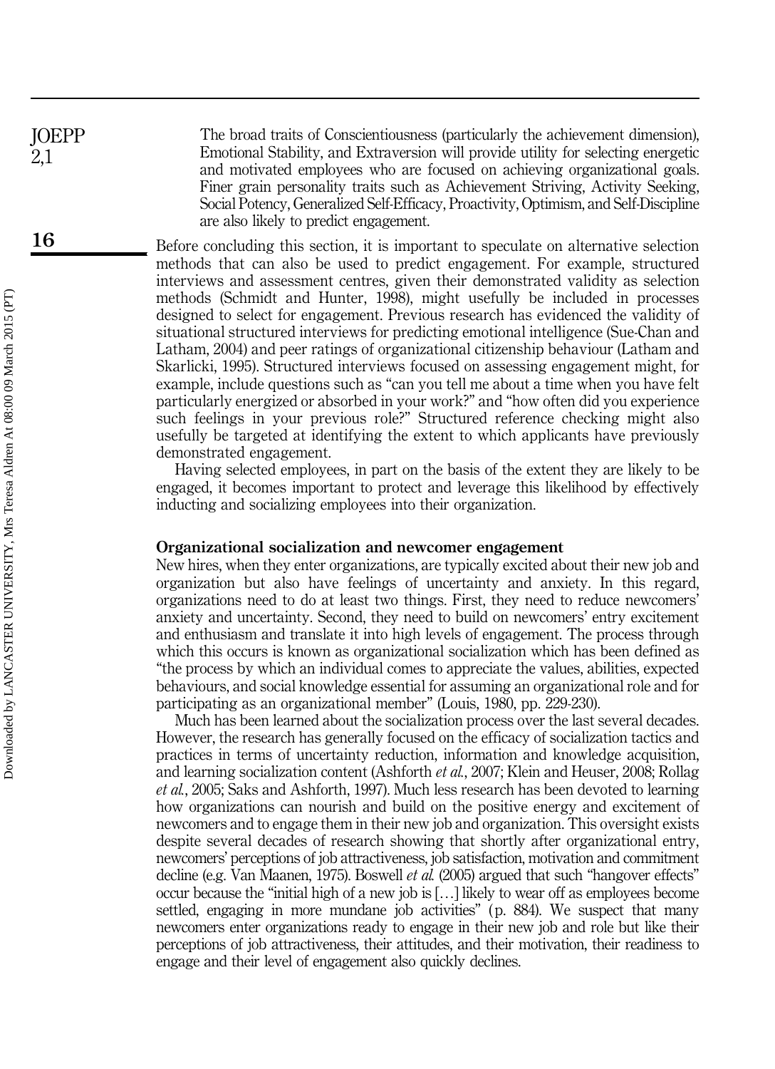The broad traits of Conscientiousness (particularly the achievement dimension), Emotional Stability, and Extraversion will provide utility for selecting energetic and motivated employees who are focused on achieving organizational goals. Finer grain personality traits such as Achievement Striving, Activity Seeking, Social Potency, Generalized Self-Efficacy, Proactivity, Optimism, and Self-Discipline are also likely to predict engagement.

Before concluding this section, it is important to speculate on alternative selection methods that can also be used to predict engagement. For example, structured interviews and assessment centres, given their demonstrated validity as selection methods (Schmidt and Hunter, 1998), might usefully be included in processes designed to select for engagement. Previous research has evidenced the validity of situational structured interviews for predicting emotional intelligence (Sue-Chan and Latham, 2004) and peer ratings of organizational citizenship behaviour (Latham and Skarlicki, 1995). Structured interviews focused on assessing engagement might, for example, include questions such as "can you tell me about a time when you have felt particularly energized or absorbed in your work?" and "how often did you experience such feelings in your previous role?" Structured reference checking might also usefully be targeted at identifying the extent to which applicants have previously demonstrated engagement.

Having selected employees, in part on the basis of the extent they are likely to be engaged, it becomes important to protect and leverage this likelihood by effectively inducting and socializing employees into their organization.

## Organizational socialization and newcomer engagement

New hires, when they enter organizations, are typically excited about their new job and organization but also have feelings of uncertainty and anxiety. In this regard, organizations need to do at least two things. First, they need to reduce newcomers' anxiety and uncertainty. Second, they need to build on newcomers' entry excitement and enthusiasm and translate it into high levels of engagement. The process through which this occurs is known as organizational socialization which has been defined as "the process by which an individual comes to appreciate the values, abilities, expected behaviours, and social knowledge essential for assuming an organizational role and for participating as an organizational member" (Louis, 1980, pp. 229-230).

Much has been learned about the socialization process over the last several decades. However, the research has generally focused on the efficacy of socialization tactics and practices in terms of uncertainty reduction, information and knowledge acquisition, and learning socialization content (Ashforth *et al.*, 2007; Klein and Heuser, 2008; Rollag *et al.*, 2005; Saks and Ashforth, 1997). Much less research has been devoted to learning how organizations can nourish and build on the positive energy and excitement of newcomers and to engage them in their new job and organization. This oversight exists despite several decades of research showing that shortly after organizational entry, newcomers' perceptions of job attractiveness, job satisfaction, motivation and commitment decline (e.g. Van Maanen, 1975). Boswell *et al.* (2005) argued that such "hangover effects" occur because the "initial high of a new job is […] likely to wear off as employees become settled, engaging in more mundane job activities" (p. 884). We suspect that many newcomers enter organizations ready to engage in their new job and role but like their perceptions of job attractiveness, their attitudes, and their motivation, their readiness to engage and their level of engagement also quickly declines.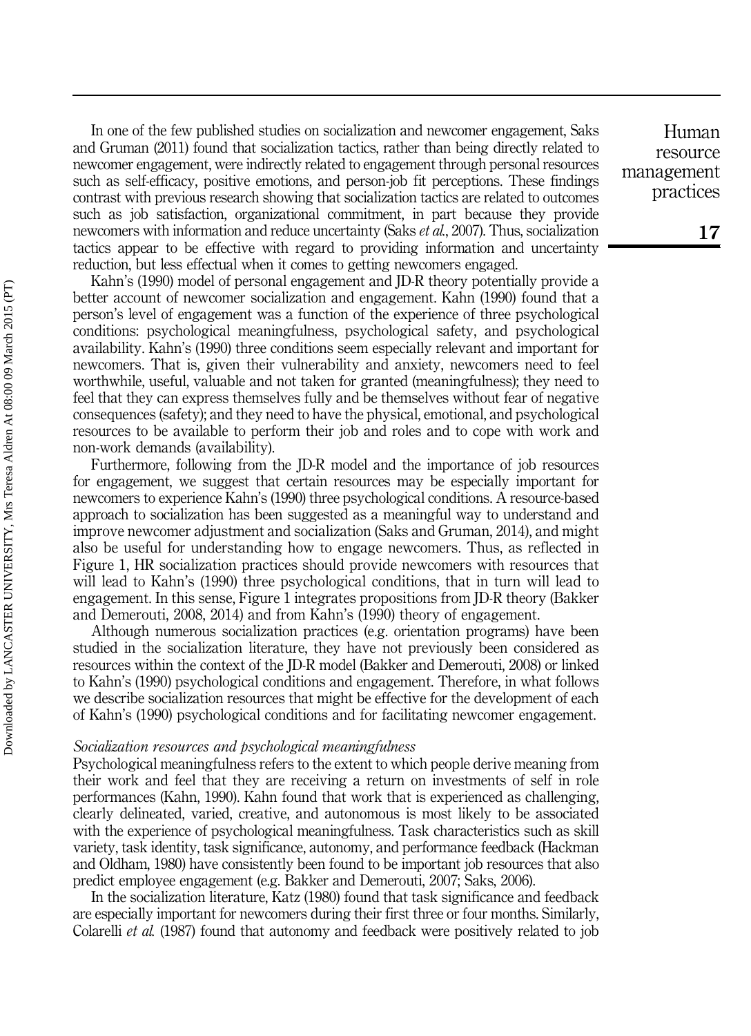In one of the few published studies on socialization and newcomer engagement, Saks and Gruman (2011) found that socialization tactics, rather than being directly related to newcomer engagement, were indirectly related to engagement through personal resources such as self-efficacy, positive emotions, and person-job fit perceptions. These findings contrast with previous research showing that socialization tactics are related to outcomes such as job satisfaction, organizational commitment, in part because they provide newcomers with information and reduce uncertainty (Saks *et al.*, 2007). Thus, socialization tactics appear to be effective with regard to providing information and uncertainty reduction, but less effectual when it comes to getting newcomers engaged.

Kahn's (1990) model of personal engagement and JD-R theory potentially provide a better account of newcomer socialization and engagement. Kahn (1990) found that a person's level of engagement was a function of the experience of three psychological conditions: psychological meaningfulness, psychological safety, and psychological availability. Kahn's (1990) three conditions seem especially relevant and important for newcomers. That is, given their vulnerability and anxiety, newcomers need to feel worthwhile, useful, valuable and not taken for granted (meaningfulness); they need to feel that they can express themselves fully and be themselves without fear of negative consequences (safety); and they need to have the physical, emotional, and psychological resources to be available to perform their job and roles and to cope with work and non-work demands (availability).

Furthermore, following from the JD-R model and the importance of job resources for engagement, we suggest that certain resources may be especially important for newcomers to experience Kahn's (1990) three psychological conditions. A resource-based approach to socialization has been suggested as a meaningful way to understand and improve newcomer adjustment and socialization (Saks and Gruman, 2014), and might also be useful for understanding how to engage newcomers. Thus, as reflected in Figure 1, HR socialization practices should provide newcomers with resources that will lead to Kahn's (1990) three psychological conditions, that in turn will lead to engagement. In this sense, Figure 1 integrates propositions from JD-R theory (Bakker and Demerouti, 2008, 2014) and from Kahn's (1990) theory of engagement.

Although numerous socialization practices (e.g. orientation programs) have been studied in the socialization literature, they have not previously been considered as resources within the context of the JD-R model (Bakker and Demerouti, 2008) or linked to Kahn's (1990) psychological conditions and engagement. Therefore, in what follows we describe socialization resources that might be effective for the development of each of Kahn's (1990) psychological conditions and for facilitating newcomer engagement.

*Socialization resources and psychological meaningfulness*

Psychological meaningfulness refers to the extent to which people derive meaning from their work and feel that they are receiving a return on investments of self in role performances (Kahn, 1990). Kahn found that work that is experienced as challenging, clearly delineated, varied, creative, and autonomous is most likely to be associated with the experience of psychological meaningfulness. Task characteristics such as skill variety, task identity, task significance, autonomy, and performance feedback (Hackman and Oldham, 1980) have consistently been found to be important job resources that also predict employee engagement (e.g. Bakker and Demerouti, 2007; Saks, 2006).

In the socialization literature, Katz (1980) found that task significance and feedback are especially important for newcomers during their first three or four months. Similarly, Colarelli *et al.* (1987) found that autonomy and feedback were positively related to job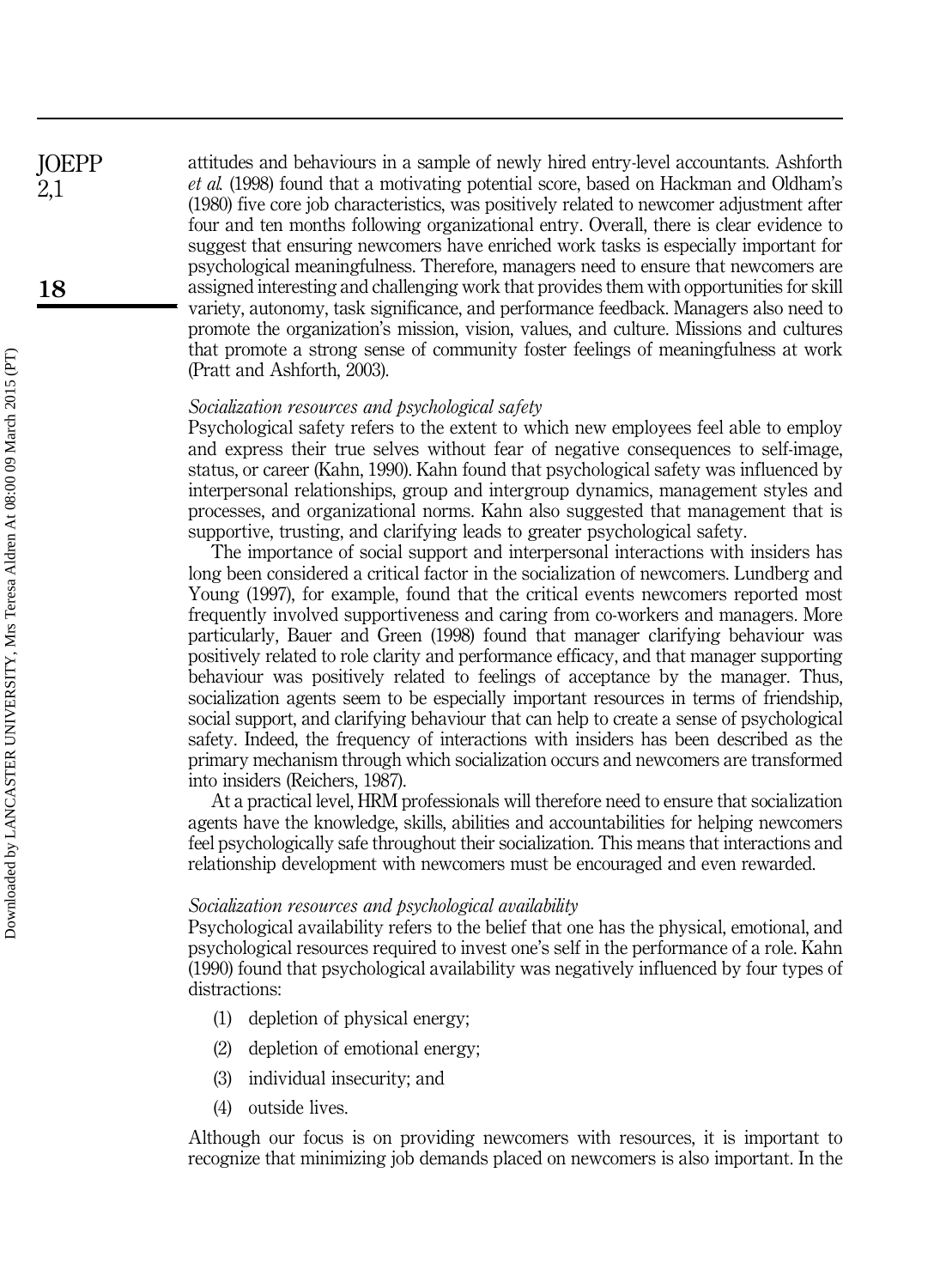attitudes and behaviours in a sample of newly hired entry-level accountants. Ashforth *et al.* (1998) found that a motivating potential score, based on Hackman and Oldham's (1980) five core job characteristics, was positively related to newcomer adjustment after four and ten months following organizational entry. Overall, there is clear evidence to suggest that ensuring newcomers have enriched work tasks is especially important for psychological meaningfulness. Therefore, managers need to ensure that newcomers are assigned interesting and challenging work that provides them with opportunities for skill variety, autonomy, task significance, and performance feedback. Managers also need to promote the organization's mission, vision, values, and culture. Missions and cultures that promote a strong sense of community foster feelings of meaningfulness at work (Pratt and Ashforth, 2003).

### *Socialization resources and psychological safety*

Psychological safety refers to the extent to which new employees feel able to employ and express their true selves without fear of negative consequences to self-image, status, or career (Kahn, 1990). Kahn found that psychological safety was influenced by interpersonal relationships, group and intergroup dynamics, management styles and processes, and organizational norms. Kahn also suggested that management that is supportive, trusting, and clarifying leads to greater psychological safety.

The importance of social support and interpersonal interactions with insiders has long been considered a critical factor in the socialization of newcomers. Lundberg and Young (1997), for example, found that the critical events newcomers reported most frequently involved supportiveness and caring from co-workers and managers. More particularly, Bauer and Green (1998) found that manager clarifying behaviour was positively related to role clarity and performance efficacy, and that manager supporting behaviour was positively related to feelings of acceptance by the manager. Thus, socialization agents seem to be especially important resources in terms of friendship, social support, and clarifying behaviour that can help to create a sense of psychological safety. Indeed, the frequency of interactions with insiders has been described as the primary mechanism through which socialization occurs and newcomers are transformed into insiders (Reichers, 1987).

At a practical level, HRM professionals will therefore need to ensure that socialization agents have the knowledge, skills, abilities and accountabilities for helping newcomers feel psychologically safe throughout their socialization. This means that interactions and relationship development with newcomers must be encouraged and even rewarded.

### *Socialization resources and psychological availability*

Psychological availability refers to the belief that one has the physical, emotional, and psychological resources required to invest one's self in the performance of a role. Kahn (1990) found that psychological availability was negatively influenced by four types of distractions:

1. depletion of physical energy;
2. depletion of emotional energy;
3. individual insecurity; and
4. outside lives.

Although our focus is on providing newcomers with resources, it is important to recognize that minimizing job demands placed on newcomers is also important. In the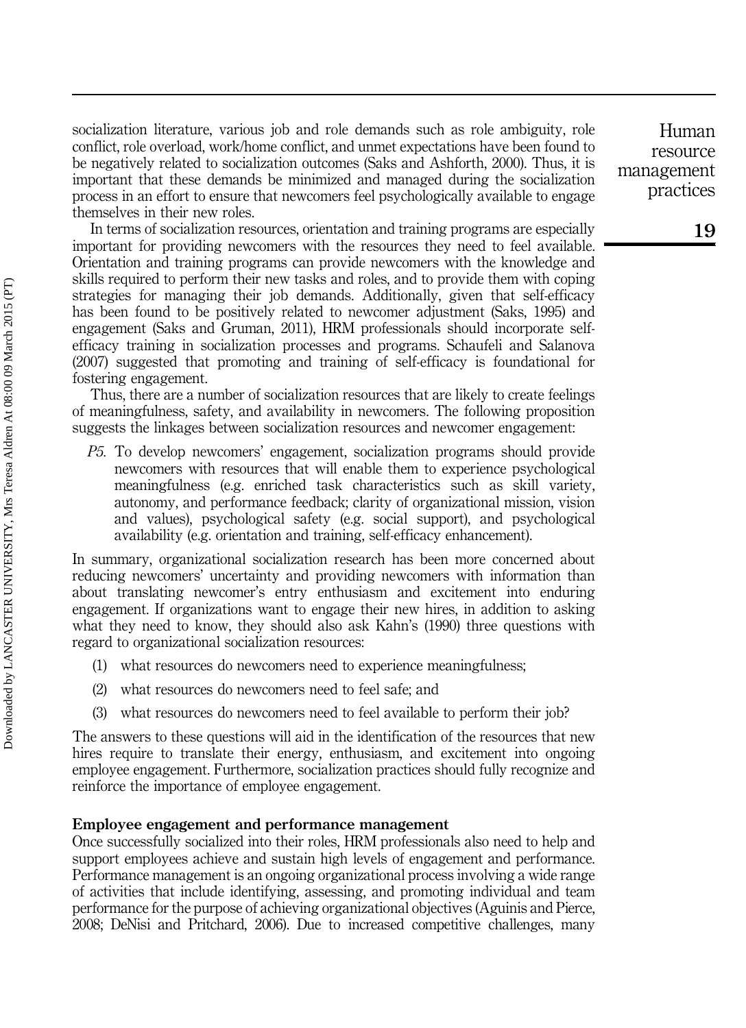socialization literature, various job and role demands such as role ambiguity, role conflict, role overload, work/home conflict, and unmet expectations have been found to be negatively related to socialization outcomes (Saks and Ashforth, 2000). Thus, it is important that these demands be minimized and managed during the socialization process in an effort to ensure that newcomers feel psychologically available to engage themselves in their new roles.

In terms of socialization resources, orientation and training programs are especially important for providing newcomers with the resources they need to feel available. Orientation and training programs can provide newcomers with the knowledge and skills required to perform their new tasks and roles, and to provide them with coping strategies for managing their job demands. Additionally, given that self-efficacy has been found to be positively related to newcomer adjustment (Saks, 1995) and engagement (Saks and Gruman, 2011), HRM professionals should incorporate self-efficacy training in socialization processes and programs. Schaufeli and Salanova (2007) suggested that promoting and training of self-efficacy is foundational for fostering engagement.

Thus, there are a number of socialization resources that are likely to create feelings of meaningfulness, safety, and availability in newcomers. The following proposition suggests the linkages between socialization resources and newcomer engagement:

> *P5*. To develop newcomers' engagement, socialization programs should provide newcomers with resources that will enable them to experience psychological meaningfulness (e.g. enriched task characteristics such as skill variety, autonomy, and performance feedback; clarity of organizational mission, vision and values), psychological safety (e.g. social support), and psychological availability (e.g. orientation and training, self-efficacy enhancement).

In summary, organizational socialization research has been more concerned about reducing newcomers' uncertainty and providing newcomers with information than about translating newcomer's entry enthusiasm and excitement into enduring engagement. If organizations want to engage their new hires, in addition to asking what they need to know, they should also ask Kahn's (1990) three questions with regard to organizational socialization resources:

1. what resources do newcomers need to experience meaningfulness;
2. what resources do newcomers need to feel safe; and
3. what resources do newcomers need to feel available to perform their job?

The answers to these questions will aid in the identification of the resources that new hires require to translate their energy, enthusiasm, and excitement into ongoing employee engagement. Furthermore, socialization practices should fully recognize and reinforce the importance of employee engagement.

### Employee engagement and performance management

Once successfully socialized into their roles, HRM professionals also need to help and support employees achieve and sustain high levels of engagement and performance. Performance management is an ongoing organizational process involving a wide range of activities that include identifying, assessing, and promoting individual and team performance for the purpose of achieving organizational objectives (Aguinis and Pierce, 2008; DeNisi and Pritchard, 2006). Due to increased competitive challenges, many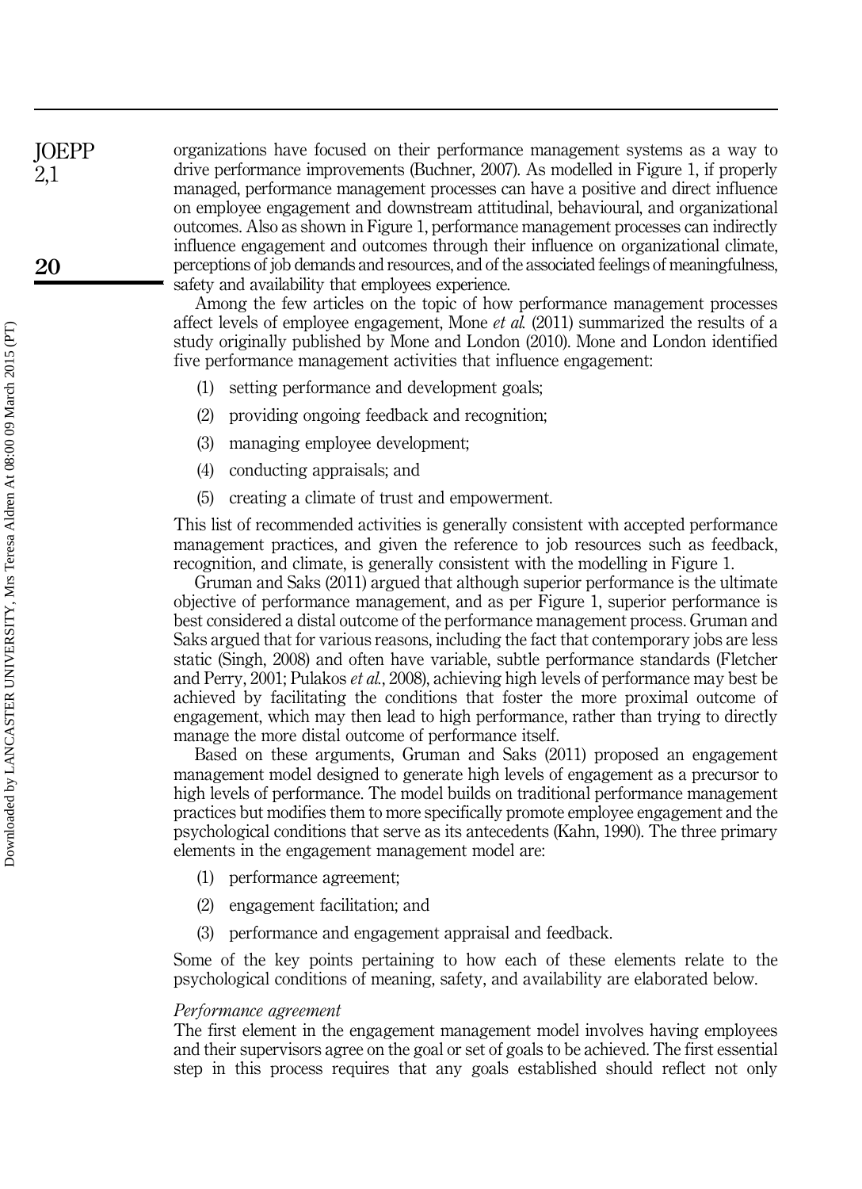organizations have focused on their performance management systems as a way to drive performance improvements (Buchner, 2007). As modelled in Figure 1, if properly managed, performance management processes can have a positive and direct influence on employee engagement and downstream attitudinal, behavioural, and organizational outcomes. Also as shown in Figure 1, performance management processes can indirectly influence engagement and outcomes through their influence on organizational climate, perceptions of job demands and resources, and of the associated feelings of meaningfulness, safety and availability that employees experience.

Among the few articles on the topic of how performance management processes affect levels of employee engagement, Mone *et al.* (2011) summarized the results of a study originally published by Mone and London (2010). Mone and London identified five performance management activities that influence engagement:

1. setting performance and development goals;
2. providing ongoing feedback and recognition;
3. managing employee development;
4. conducting appraisals; and
5. creating a climate of trust and empowerment.

This list of recommended activities is generally consistent with accepted performance management practices, and given the reference to job resources such as feedback, recognition, and climate, is generally consistent with the modelling in Figure 1.

Gruman and Saks (2011) argued that although superior performance is the ultimate objective of performance management, and as per Figure 1, superior performance is best considered a distal outcome of the performance management process. Gruman and Saks argued that for various reasons, including the fact that contemporary jobs are less static (Singh, 2008) and often have variable, subtle performance standards (Fletcher and Perry, 2001; Pulakos *et al.*, 2008), achieving high levels of performance may best be achieved by facilitating the conditions that foster the more proximal outcome of engagement, which may then lead to high performance, rather than trying to directly manage the more distal outcome of performance itself.

Based on these arguments, Gruman and Saks (2011) proposed an engagement management model designed to generate high levels of engagement as a precursor to high levels of performance. The model builds on traditional performance management practices but modifies them to more specifically promote employee engagement and the psychological conditions that serve as its antecedents (Kahn, 1990). The three primary elements in the engagement management model are:

1. performance agreement;
2. engagement facilitation; and
3. performance and engagement appraisal and feedback.

Some of the key points pertaining to how each of these elements relate to the psychological conditions of meaning, safety, and availability are elaborated below.

*Performance agreement*

The first element in the engagement management model involves having employees and their supervisors agree on the goal or set of goals to be achieved. The first essential step in this process requires that any goals established should reflect not only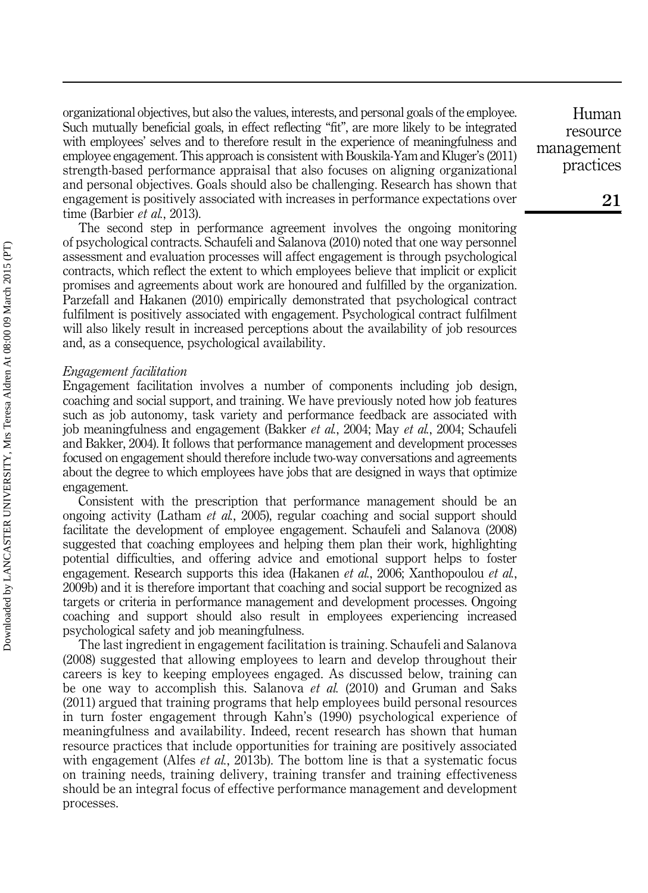organizational objectives, but also the values, interests, and personal goals of the employee. Such mutually beneficial goals, in effect reflecting "fit", are more likely to be integrated with employees' selves and to therefore result in the experience of meaningfulness and employee engagement. This approach is consistent with Bouskila-Yam and Kluger's (2011) strength-based performance appraisal that also focuses on aligning organizational and personal objectives. Goals should also be challenging. Research has shown that engagement is positively associated with increases in performance expectations over time (Barbier *et al.*, 2013).

The second step in performance agreement involves the ongoing monitoring of psychological contracts. Schaufeli and Salanova (2010) noted that one way personnel assessment and evaluation processes will affect engagement is through psychological contracts, which reflect the extent to which employees believe that implicit or explicit promises and agreements about work are honoured and fulfilled by the organization. Parzefall and Hakanen (2010) empirically demonstrated that psychological contract fulfilment is positively associated with engagement. Psychological contract fulfilment will also likely result in increased perceptions about the availability of job resources and, as a consequence, psychological availability.

*Engagement facilitation*

Engagement facilitation involves a number of components including job design, coaching and social support, and training. We have previously noted how job features such as job autonomy, task variety and performance feedback are associated with job meaningfulness and engagement (Bakker *et al.*, 2004; May *et al.*, 2004; Schaufeli and Bakker, 2004). It follows that performance management and development processes focused on engagement should therefore include two-way conversations and agreements about the degree to which employees have jobs that are designed in ways that optimize engagement.

Consistent with the prescription that performance management should be an ongoing activity (Latham *et al.*, 2005), regular coaching and social support should facilitate the development of employee engagement. Schaufeli and Salanova (2008) suggested that coaching employees and helping them plan their work, highlighting potential difficulties, and offering advice and emotional support helps to foster engagement. Research supports this idea (Hakanen *et al.*, 2006; Xanthopoulou *et al.*, 2009b) and it is therefore important that coaching and social support be recognized as targets or criteria in performance management and development processes. Ongoing coaching and support should also result in employees experiencing increased psychological safety and job meaningfulness.

The last ingredient in engagement facilitation is training. Schaufeli and Salanova (2008) suggested that allowing employees to learn and develop throughout their careers is key to keeping employees engaged. As discussed below, training can be one way to accomplish this. Salanova *et al.* (2010) and Gruman and Saks (2011) argued that training programs that help employees build personal resources in turn foster engagement through Kahn's (1990) psychological experience of meaningfulness and availability. Indeed, recent research has shown that human resource practices that include opportunities for training are positively associated with engagement (Alfes *et al.*, 2013b). The bottom line is that a systematic focus on training needs, training delivery, training transfer and training effectiveness should be an integral focus of effective performance management and development processes.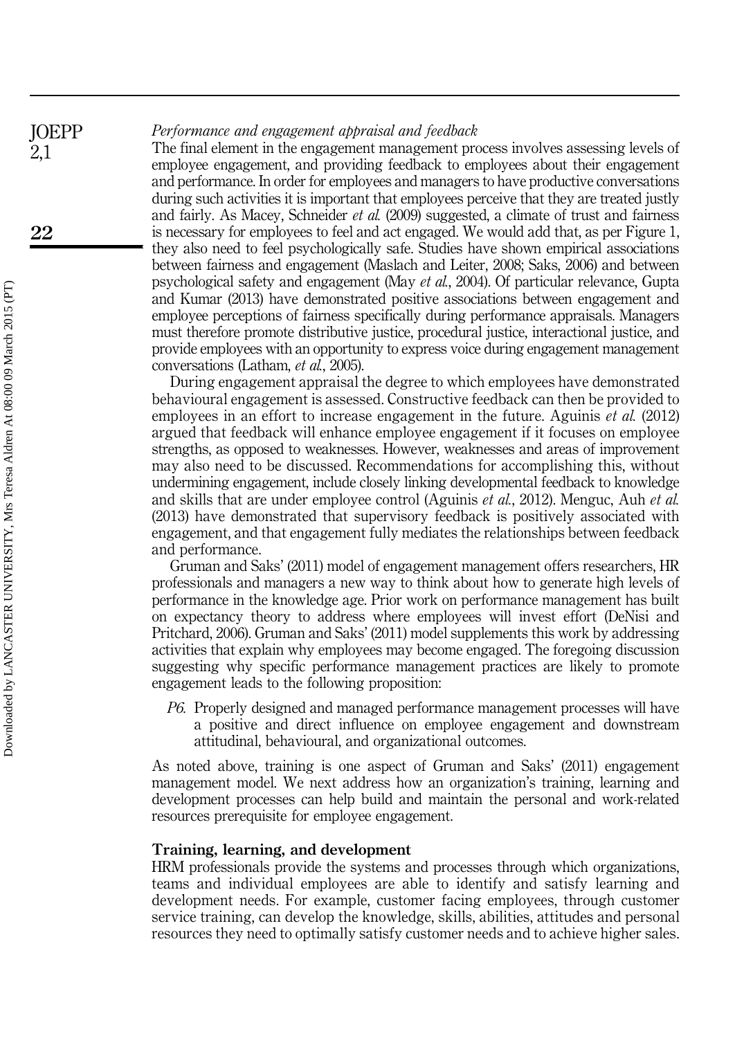*Performance and engagement appraisal and feedback*

The final element in the engagement management process involves assessing levels of employee engagement, and providing feedback to employees about their engagement and performance. In order for employees and managers to have productive conversations during such activities it is important that employees perceive that they are treated justly and fairly. As Macey, Schneider *et al.* (2009) suggested, a climate of trust and fairness is necessary for employees to feel and act engaged. We would add that, as per Figure 1, they also need to feel psychologically safe. Studies have shown empirical associations between fairness and engagement (Maslach and Leiter, 2008; Saks, 2006) and between psychological safety and engagement (May *et al.*, 2004). Of particular relevance, Gupta and Kumar (2013) have demonstrated positive associations between engagement and employee perceptions of fairness specifically during performance appraisals. Managers must therefore promote distributive justice, procedural justice, interactional justice, and provide employees with an opportunity to express voice during engagement management conversations (Latham, *et al.*, 2005).

During engagement appraisal the degree to which employees have demonstrated behavioural engagement is assessed. Constructive feedback can then be provided to employees in an effort to increase engagement in the future. Aguinis *et al.* (2012) argued that feedback will enhance employee engagement if it focuses on employee strengths, as opposed to weaknesses. However, weaknesses and areas of improvement may also need to be discussed. Recommendations for accomplishing this, without undermining engagement, include closely linking developmental feedback to knowledge and skills that are under employee control (Aguinis *et al.*, 2012). Menguc, Auh *et al.* (2013) have demonstrated that supervisory feedback is positively associated with engagement, and that engagement fully mediates the relationships between feedback and performance.

Gruman and Saks' (2011) model of engagement management offers researchers, HR professionals and managers a new way to think about how to generate high levels of performance in the knowledge age. Prior work on performance management has built on expectancy theory to address where employees will invest effort (DeNisi and Pritchard, 2006). Gruman and Saks' (2011) model supplements this work by addressing activities that explain why employees may become engaged. The foregoing discussion suggesting why specific performance management practices are likely to promote engagement leads to the following proposition:

*P6*. Properly designed and managed performance management processes will have a positive and direct influence on employee engagement and downstream attitudinal, behavioural, and organizational outcomes.

As noted above, training is one aspect of Gruman and Saks' (2011) engagement management model. We next address how an organization's training, learning and development processes can help build and maintain the personal and work-related resources prerequisite for employee engagement.

## Training, learning, and development

HRM professionals provide the systems and processes through which organizations, teams and individual employees are able to identify and satisfy learning and development needs. For example, customer facing employees, through customer service training, can develop the knowledge, skills, abilities, attitudes and personal resources they need to optimally satisfy customer needs and to achieve higher sales.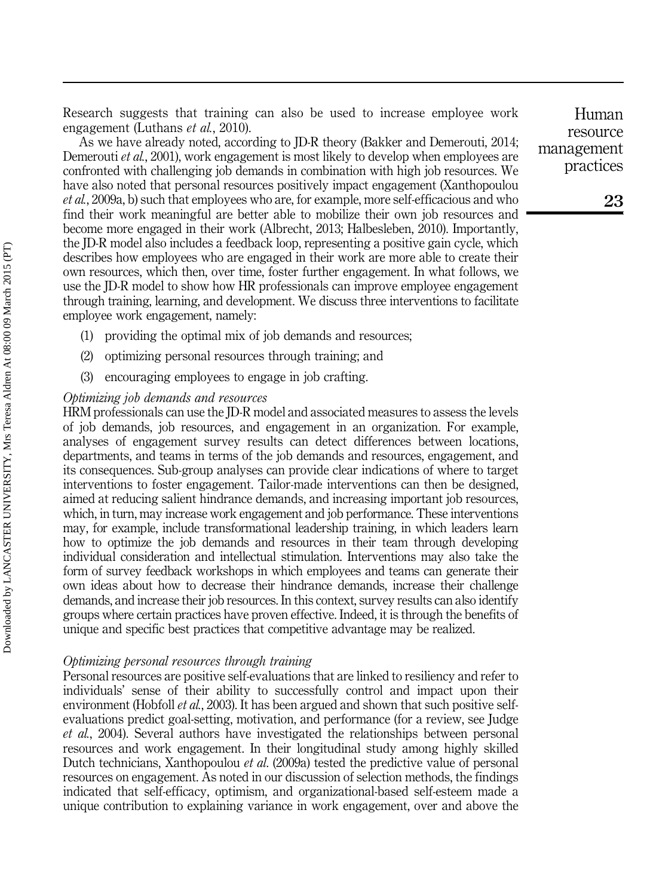Research suggests that training can also be used to increase employee work engagement (Luthans *et al.*, 2010).

As we have already noted, according to JD-R theory (Bakker and Demerouti, 2014; Demerouti *et al.*, 2001), work engagement is most likely to develop when employees are confronted with challenging job demands in combination with high job resources. We have also noted that personal resources positively impact engagement (Xanthopoulou *et al.*, 2009a, b) such that employees who are, for example, more self-efficacious and who find their work meaningful are better able to mobilize their own job resources and become more engaged in their work (Albrecht, 2013; Halbesleben, 2010). Importantly, the JD-R model also includes a feedback loop, representing a positive gain cycle, which describes how employees who are engaged in their work are more able to create their own resources, which then, over time, foster further engagement. In what follows, we use the JD-R model to show how HR professionals can improve employee engagement through training, learning, and development. We discuss three interventions to facilitate employee work engagement, namely:

(1) providing the optimal mix of job demands and resources;

(2) optimizing personal resources through training; and

(3) encouraging employees to engage in job crafting.

*Optimizing job demands and resources*

HRM professionals can use the JD-R model and associated measures to assess the levels of job demands, job resources, and engagement in an organization. For example, analyses of engagement survey results can detect differences between locations, departments, and teams in terms of the job demands and resources, engagement, and its consequences. Sub-group analyses can provide clear indications of where to target interventions to foster engagement. Tailor-made interventions can then be designed, aimed at reducing salient hindrance demands, and increasing important job resources, which, in turn, may increase work engagement and job performance. These interventions may, for example, include transformational leadership training, in which leaders learn how to optimize the job demands and resources in their team through developing individual consideration and intellectual stimulation. Interventions may also take the form of survey feedback workshops in which employees and teams can generate their own ideas about how to decrease their hindrance demands, increase their challenge demands, and increase their job resources. In this context, survey results can also identify groups where certain practices have proven effective. Indeed, it is through the benefits of unique and specific best practices that competitive advantage may be realized.

*Optimizing personal resources through training*

Personal resources are positive self-evaluations that are linked to resiliency and refer to individuals' sense of their ability to successfully control and impact upon their environment (Hobfoll *et al.*, 2003). It has been argued and shown that such positive self-evaluations predict goal-setting, motivation, and performance (for a review, see Judge *et al.*, 2004). Several authors have investigated the relationships between personal resources and work engagement. In their longitudinal study among highly skilled Dutch technicians, Xanthopoulou *et al.* (2009a) tested the predictive value of personal resources on engagement. As noted in our discussion of selection methods, the findings indicated that self-efficacy, optimism, and organizational-based self-esteem made a unique contribution to explaining variance in work engagement, over and above the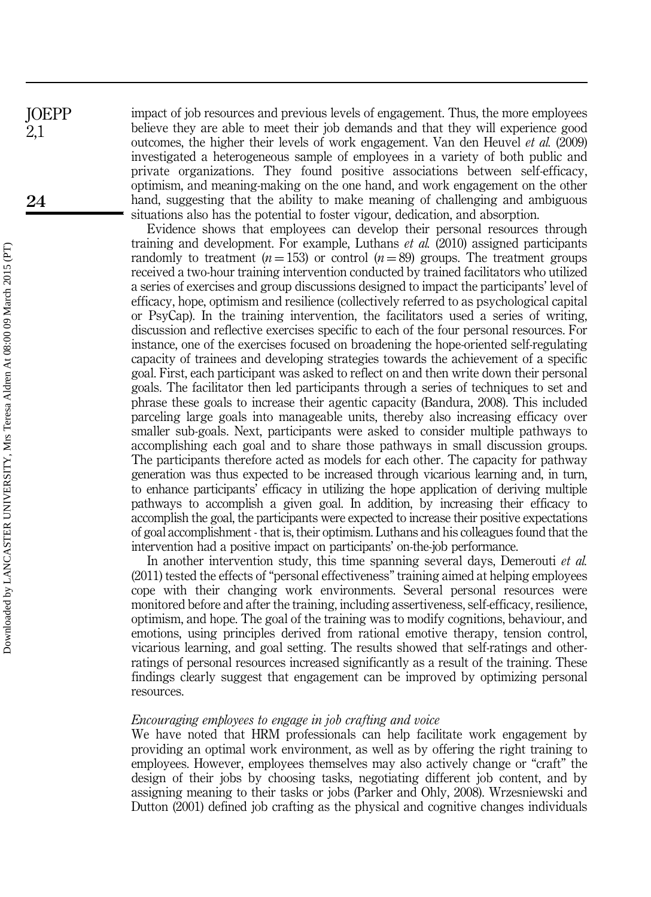impact of job resources and previous levels of engagement. Thus, the more employees believe they are able to meet their job demands and that they will experience good outcomes, the higher their levels of work engagement. Van den Heuvel *et al.* (2009) investigated a heterogeneous sample of employees in a variety of both public and private organizations. They found positive associations between self-efficacy, optimism, and meaning-making on the one hand, and work engagement on the other hand, suggesting that the ability to make meaning of challenging and ambiguous situations also has the potential to foster vigour, dedication, and absorption.

Evidence shows that employees can develop their personal resources through training and development. For example, Luthans *et al.* (2010) assigned participants randomly to treatment ($n = 153$) or control ($n = 89$) groups. The treatment groups received a two-hour training intervention conducted by trained facilitators who utilized a series of exercises and group discussions designed to impact the participants' level of efficacy, hope, optimism and resilience (collectively referred to as psychological capital or PsyCap). In the training intervention, the facilitators used a series of writing, discussion and reflective exercises specific to each of the four personal resources. For instance, one of the exercises focused on broadening the hope-oriented self-regulating capacity of trainees and developing strategies towards the achievement of a specific goal. First, each participant was asked to reflect on and then write down their personal goals. The facilitator then led participants through a series of techniques to set and phrase these goals to increase their agentic capacity (Bandura, 2008). This included parceling large goals into manageable units, thereby also increasing efficacy over smaller sub-goals. Next, participants were asked to consider multiple pathways to accomplishing each goal and to share those pathways in small discussion groups. The participants therefore acted as models for each other. The capacity for pathway generation was thus expected to be increased through vicarious learning and, in turn, to enhance participants' efficacy in utilizing the hope application of deriving multiple pathways to accomplish a given goal. In addition, by increasing their efficacy to accomplish the goal, the participants were expected to increase their positive expectations of goal accomplishment - that is, their optimism. Luthans and his colleagues found that the intervention had a positive impact on participants' on-the-job performance.

In another intervention study, this time spanning several days, Demerouti *et al.* (2011) tested the effects of "personal effectiveness" training aimed at helping employees cope with their changing work environments. Several personal resources were monitored before and after the training, including assertiveness, self-efficacy, resilience, optimism, and hope. The goal of the training was to modify cognitions, behaviour, and emotions, using principles derived from rational emotive therapy, tension control, vicarious learning, and goal setting. The results showed that self-ratings and other-ratings of personal resources increased significantly as a result of the training. These findings clearly suggest that engagement can be improved by optimizing personal resources.

*Encouraging employees to engage in job crafting and voice*

We have noted that HRM professionals can help facilitate work engagement by providing an optimal work environment, as well as by offering the right training to employees. However, employees themselves may also actively change or "craft" the design of their jobs by choosing tasks, negotiating different job content, and by assigning meaning to their tasks or jobs (Parker and Ohly, 2008). Wrzesniewski and Dutton (2001) defined job crafting as the physical and cognitive changes individuals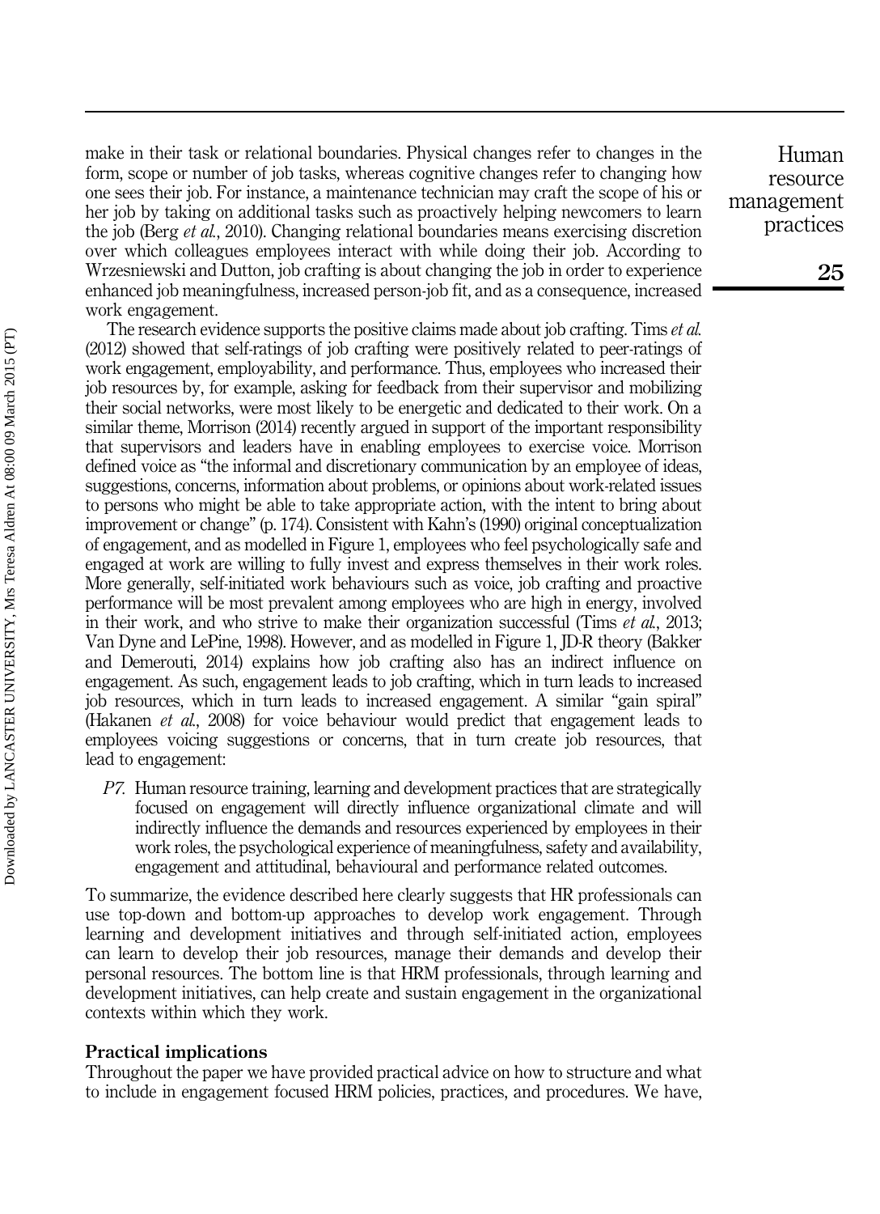make in their task or relational boundaries. Physical changes refer to changes in the form, scope or number of job tasks, whereas cognitive changes refer to changing how one sees their job. For instance, a maintenance technician may craft the scope of his or her job by taking on additional tasks such as proactively helping newcomers to learn the job (Berg *et al.*, 2010). Changing relational boundaries means exercising discretion over which colleagues employees interact with while doing their job. According to Wrzesniewski and Dutton, job crafting is about changing the job in order to experience enhanced job meaningfulness, increased person-job fit, and as a consequence, increased work engagement.

The research evidence supports the positive claims made about job crafting. Tims *et al.* (2012) showed that self-ratings of job crafting were positively related to peer-ratings of work engagement, employability, and performance. Thus, employees who increased their job resources by, for example, asking for feedback from their supervisor and mobilizing their social networks, were most likely to be energetic and dedicated to their work. On a similar theme, Morrison (2014) recently argued in support of the important responsibility that supervisors and leaders have in enabling employees to exercise voice. Morrison defined voice as "the informal and discretionary communication by an employee of ideas, suggestions, concerns, information about problems, or opinions about work-related issues to persons who might be able to take appropriate action, with the intent to bring about improvement or change" (p. 174). Consistent with Kahn's (1990) original conceptualization of engagement, and as modelled in Figure 1, employees who feel psychologically safe and engaged at work are willing to fully invest and express themselves in their work roles. More generally, self-initiated work behaviours such as voice, job crafting and proactive performance will be most prevalent among employees who are high in energy, involved in their work, and who strive to make their organization successful (Tims *et al.*, 2013; Van Dyne and LePine, 1998). However, and as modelled in Figure 1, JD-R theory (Bakker and Demerouti, 2014) explains how job crafting also has an indirect influence on engagement. As such, engagement leads to job crafting, which in turn leads to increased job resources, which in turn leads to increased engagement. A similar "gain spiral" (Hakanen *et al.*, 2008) for voice behaviour would predict that engagement leads to employees voicing suggestions or concerns, that in turn create job resources, that lead to engagement:

*P7.* Human resource training, learning and development practices that are strategically focused on engagement will directly influence organizational climate and will indirectly influence the demands and resources experienced by employees in their work roles, the psychological experience of meaningfulness, safety and availability, engagement and attitudinal, behavioural and performance related outcomes.

To summarize, the evidence described here clearly suggests that HR professionals can use top-down and bottom-up approaches to develop work engagement. Through learning and development initiatives and through self-initiated action, employees can learn to develop their job resources, manage their demands and develop their personal resources. The bottom line is that HRM professionals, through learning and development initiatives, can help create and sustain engagement in the organizational contexts within which they work.

## Practical implications

Throughout the paper we have provided practical advice on how to structure and what to include in engagement focused HRM policies, practices, and procedures. We have,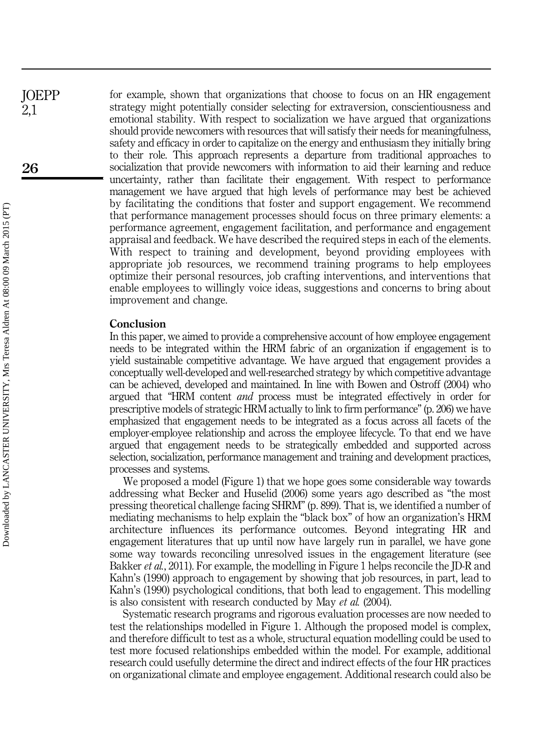for example, shown that organizations that choose to focus on an HR engagement strategy might potentially consider selecting for extraversion, conscientiousness and emotional stability. With respect to socialization we have argued that organizations should provide newcomers with resources that will satisfy their needs for meaningfulness, safety and efficacy in order to capitalize on the energy and enthusiasm they initially bring to their role. This approach represents a departure from traditional approaches to socialization that provide newcomers with information to aid their learning and reduce uncertainty, rather than facilitate their engagement. With respect to performance management we have argued that high levels of performance may best be achieved by facilitating the conditions that foster and support engagement. We recommend that performance management processes should focus on three primary elements: a performance agreement, engagement facilitation, and performance and engagement appraisal and feedback. We have described the required steps in each of the elements. With respect to training and development, beyond providing employees with appropriate job resources, we recommend training programs to help employees optimize their personal resources, job crafting interventions, and interventions that enable employees to willingly voice ideas, suggestions and concerns to bring about improvement and change.

## Conclusion

In this paper, we aimed to provide a comprehensive account of how employee engagement needs to be integrated within the HRM fabric of an organization if engagement is to yield sustainable competitive advantage. We have argued that engagement provides a conceptually well-developed and well-researched strategy by which competitive advantage can be achieved, developed and maintained. In line with Bowen and Ostroff (2004) who argued that "HRM content *and* process must be integrated effectively in order for prescriptive models of strategic HRM actually to link to firm performance" (p. 206) we have emphasized that engagement needs to be integrated as a focus across all facets of the employer-employee relationship and across the employee lifecycle. To that end we have argued that engagement needs to be strategically embedded and supported across selection, socialization, performance management and training and development practices, processes and systems.

We proposed a model (Figure 1) that we hope goes some considerable way towards addressing what Becker and Huselid (2006) some years ago described as "the most pressing theoretical challenge facing SHRM" (p. 899). That is, we identified a number of mediating mechanisms to help explain the "black box" of how an organization's HRM architecture influences its performance outcomes. Beyond integrating HR and engagement literatures that up until now have largely run in parallel, we have gone some way towards reconciling unresolved issues in the engagement literature (see Bakker *et al.*, 2011). For example, the modelling in Figure 1 helps reconcile the JD-R and Kahn's (1990) approach to engagement by showing that job resources, in part, lead to Kahn's (1990) psychological conditions, that both lead to engagement. This modelling is also consistent with research conducted by May *et al.* (2004).

Systematic research programs and rigorous evaluation processes are now needed to test the relationships modelled in Figure 1. Although the proposed model is complex, and therefore difficult to test as a whole, structural equation modelling could be used to test more focused relationships embedded within the model. For example, additional research could usefully determine the direct and indirect effects of the four HR practices on organizational climate and employee engagement. Additional research could also be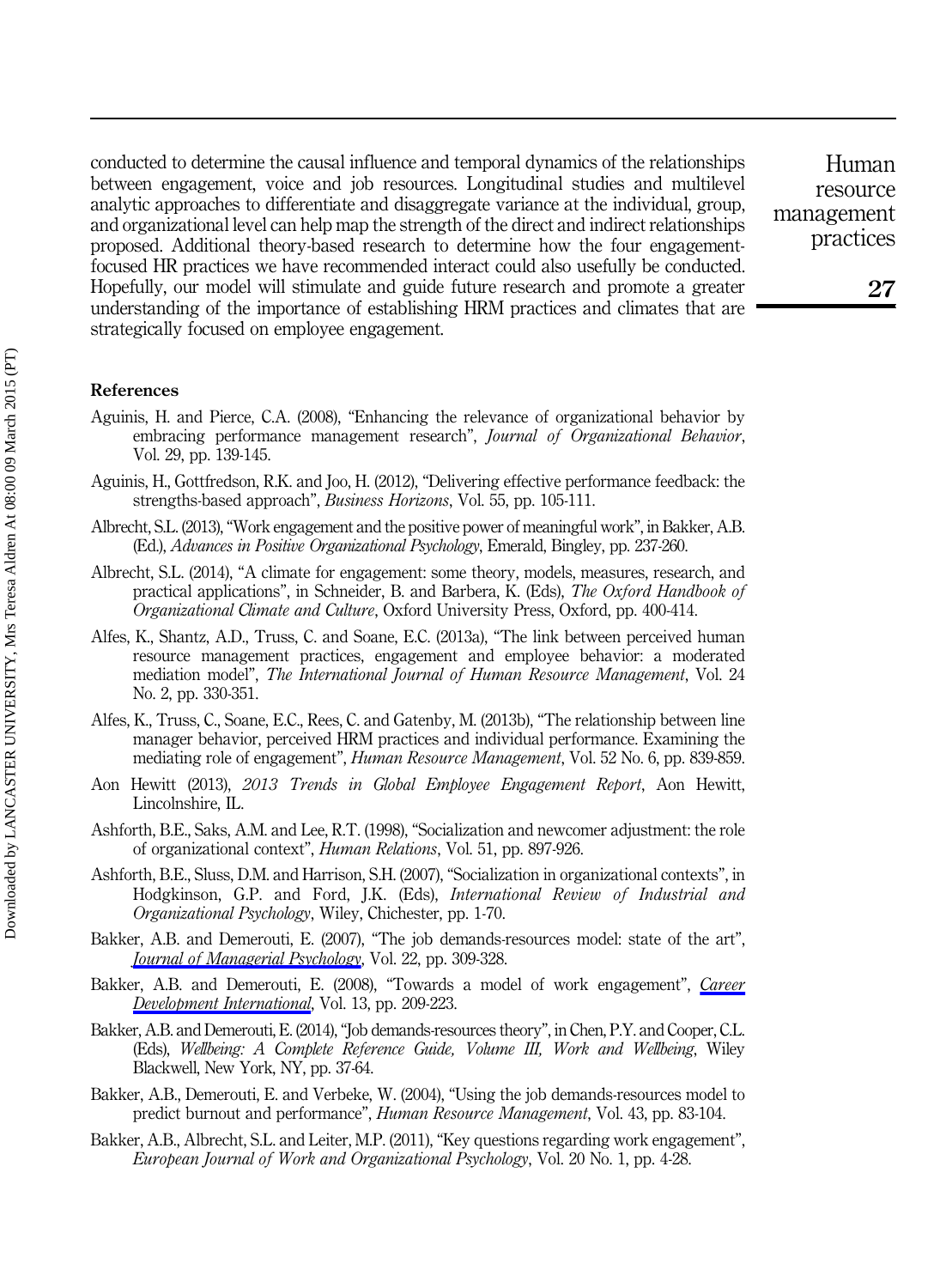conducted to determine the causal influence and temporal dynamics of the relationships between engagement, voice and job resources. Longitudinal studies and multilevel analytic approaches to differentiate and disaggregate variance at the individual, group, and organizational level can help map the strength of the direct and indirect relationships proposed. Additional theory-based research to determine how the four engagement-focused HR practices we have recommended interact could also usefully be conducted. Hopefully, our model will stimulate and guide future research and promote a greater understanding of the importance of establishing HRM practices and climates that are strategically focused on employee engagement.

## References

Aguinis, H. and Pierce, C.A. (2008), "Enhancing the relevance of organizational behavior by embracing performance management research", *Journal of Organizational Behavior*, Vol. 29, pp. 139-145.

Aguinis, H., Gottfredson, R.K. and Joo, H. (2012), "Delivering effective performance feedback: the strengths-based approach", *Business Horizons*, Vol. 55, pp. 105-111.

Albrecht, S.L. (2013), "Work engagement and the positive power of meaningful work", in Bakker, A.B. (Ed.), *Advances in Positive Organizational Psychology*, Emerald, Bingley, pp. 237-260.

Albrecht, S.L. (2014), "A climate for engagement: some theory, models, measures, research, and practical applications", in Schneider, B. and Barbera, K. (Eds), *The Oxford Handbook of Organizational Climate and Culture*, Oxford University Press, Oxford, pp. 400-414.

Alfes, K., Shantz, A.D., Truss, C. and Soane, E.C. (2013a), "The link between perceived human resource management practices, engagement and employee behavior: a moderated mediation model", *The International Journal of Human Resource Management*, Vol. 24 No. 2, pp. 330-351.

Alfes, K., Truss, C., Soane, E.C., Rees, C. and Gatenby, M. (2013b), "The relationship between line manager behavior, perceived HRM practices and individual performance. Examining the mediating role of engagement", *Human Resource Management*, Vol. 52 No. 6, pp. 839-859.

Aon Hewitt (2013), *2013 Trends in Global Employee Engagement Report*, Aon Hewitt, Lincolnshire, IL.

Ashforth, B.E., Saks, A.M. and Lee, R.T. (1998), "Socialization and newcomer adjustment: the role of organizational context", *Human Relations*, Vol. 51, pp. 897-926.

Ashforth, B.E., Sluss, D.M. and Harrison, S.H. (2007), "Socialization in organizational contexts", in Hodgkinson, G.P. and Ford, J.K. (Eds), *International Review of Industrial and Organizational Psychology*, Wiley, Chichester, pp. 1-70.

Bakker, A.B. and Demerouti, E. (2007), "The job demands-resources model: state of the art", *Journal of Managerial Psychology*, Vol. 22, pp. 309-328.

Bakker, A.B. and Demerouti, E. (2008), "Towards a model of work engagement", *Career Development International*, Vol. 13, pp. 209-223.

Bakker, A.B. and Demerouti, E. (2014), "Job demands-resources theory", in Chen, P.Y. and Cooper, C.L. (Eds), *Wellbeing: A Complete Reference Guide, Volume III, Work and Wellbeing*, Wiley Blackwell, New York, NY, pp. 37-64.

Bakker, A.B., Demerouti, E. and Verbeke, W. (2004), "Using the job demands-resources model to predict burnout and performance", *Human Resource Management*, Vol. 43, pp. 83-104.

Bakker, A.B., Albrecht, S.L. and Leiter, M.P. (2011), "Key questions regarding work engagement", *European Journal of Work and Organizational Psychology*, Vol. 20 No. 1, pp. 4-28.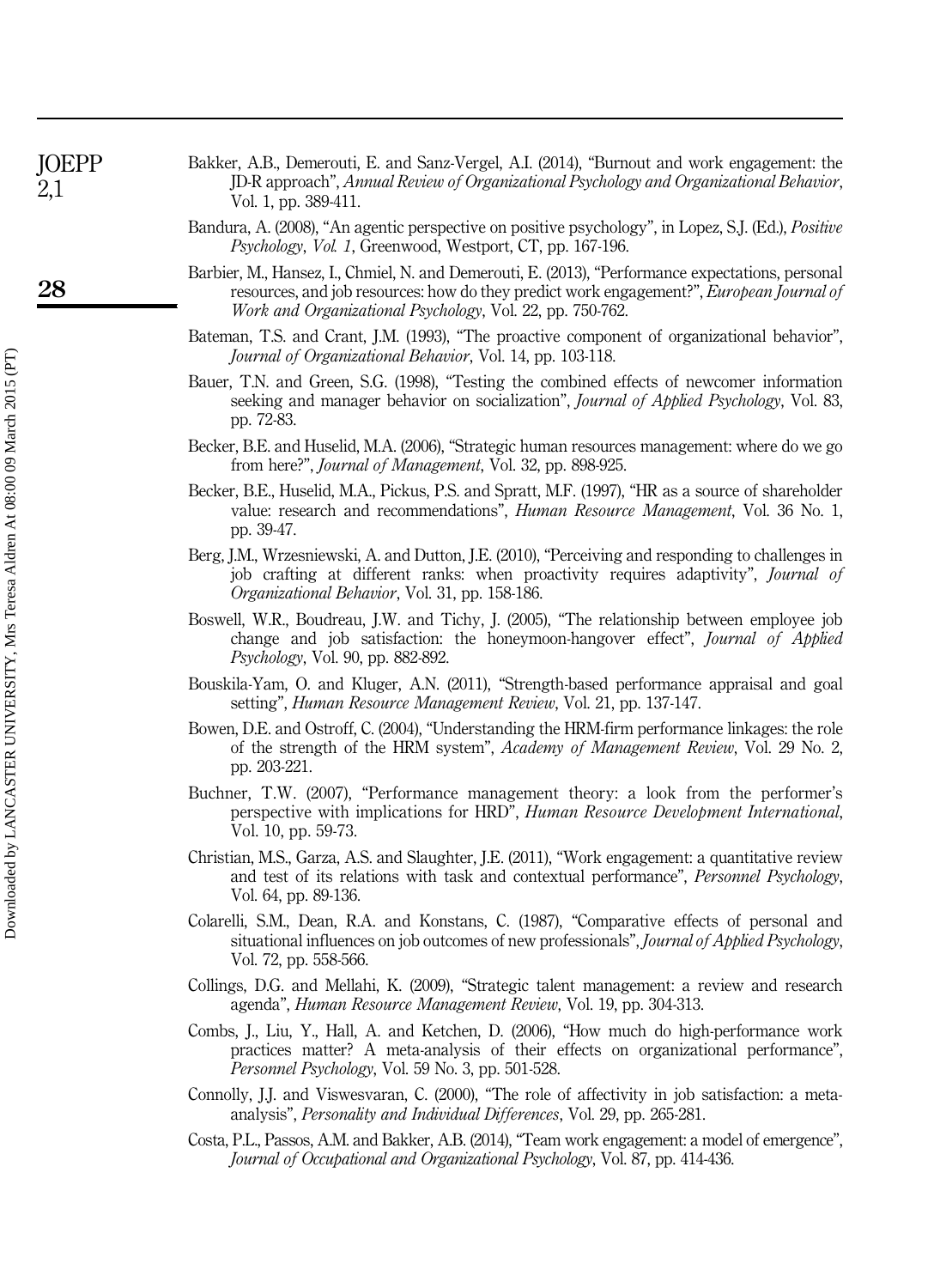Bakker, A.B., Demerouti, E. and Sanz-Vergel, A.I. (2014), "Burnout and work engagement: the JD-R approach", *Annual Review of Organizational Psychology and Organizational Behavior*, Vol. 1, pp. 389-411.

Bandura, A. (2008), "An agentic perspective on positive psychology", in Lopez, S.J. (Ed.), *Positive Psychology*, *Vol. 1*, Greenwood, Westport, CT, pp. 167-196.

Barbier, M., Hansez, I., Chmiel, N. and Demerouti, E. (2013), "Performance expectations, personal resources, and job resources: how do they predict work engagement?", *European Journal of Work and Organizational Psychology*, Vol. 22, pp. 750-762.

Bateman, T.S. and Crant, J.M. (1993), "The proactive component of organizational behavior", *Journal of Organizational Behavior*, Vol. 14, pp. 103-118.

Bauer, T.N. and Green, S.G. (1998), "Testing the combined effects of newcomer information seeking and manager behavior on socialization", *Journal of Applied Psychology*, Vol. 83, pp. 72-83.

Becker, B.E. and Huselid, M.A. (2006), "Strategic human resources management: where do we go from here?", *Journal of Management*, Vol. 32, pp. 898-925.

Becker, B.E., Huselid, M.A., Pickus, P.S. and Spratt, M.F. (1997), "HR as a source of shareholder value: research and recommendations", *Human Resource Management*, Vol. 36 No. 1, pp. 39-47.

Berg, J.M., Wrzesniewski, A. and Dutton, J.E. (2010), "Perceiving and responding to challenges in job crafting at different ranks: when proactivity requires adaptivity", *Journal of Organizational Behavior*, Vol. 31, pp. 158-186.

Boswell, W.R., Boudreau, J.W. and Tichy, J. (2005), "The relationship between employee job change and job satisfaction: the honeymoon-hangover effect", *Journal of Applied Psychology*, Vol. 90, pp. 882-892.

Bouskila-Yam, O. and Kluger, A.N. (2011), "Strength-based performance appraisal and goal setting", *Human Resource Management Review*, Vol. 21, pp. 137-147.

Bowen, D.E. and Ostroff, C. (2004), "Understanding the HRM-firm performance linkages: the role of the strength of the HRM system", *Academy of Management Review*, Vol. 29 No. 2, pp. 203-221.

Buchner, T.W. (2007), "Performance management theory: a look from the performer's perspective with implications for HRD", *Human Resource Development International*, Vol. 10, pp. 59-73.

Christian, M.S., Garza, A.S. and Slaughter, J.E. (2011), "Work engagement: a quantitative review and test of its relations with task and contextual performance", *Personnel Psychology*, Vol. 64, pp. 89-136.

Colarelli, S.M., Dean, R.A. and Konstans, C. (1987), "Comparative effects of personal and situational influences on job outcomes of new professionals", *Journal of Applied Psychology*, Vol. 72, pp. 558-566.

Collings, D.G. and Mellahi, K. (2009), "Strategic talent management: a review and research agenda", *Human Resource Management Review*, Vol. 19, pp. 304-313.

Combs, J., Liu, Y., Hall, A. and Ketchen, D. (2006), "How much do high-performance work practices matter? A meta-analysis of their effects on organizational performance", *Personnel Psychology*, Vol. 59 No. 3, pp. 501-528.

Connolly, J.J. and Viswesvaran, C. (2000), "The role of affectivity in job satisfaction: a meta-analysis", *Personality and Individual Differences*, Vol. 29, pp. 265-281.

Costa, P.L., Passos, A.M. and Bakker, A.B. (2014), "Team work engagement: a model of emergence", *Journal of Occupational and Organizational Psychology*, Vol. 87, pp. 414-436.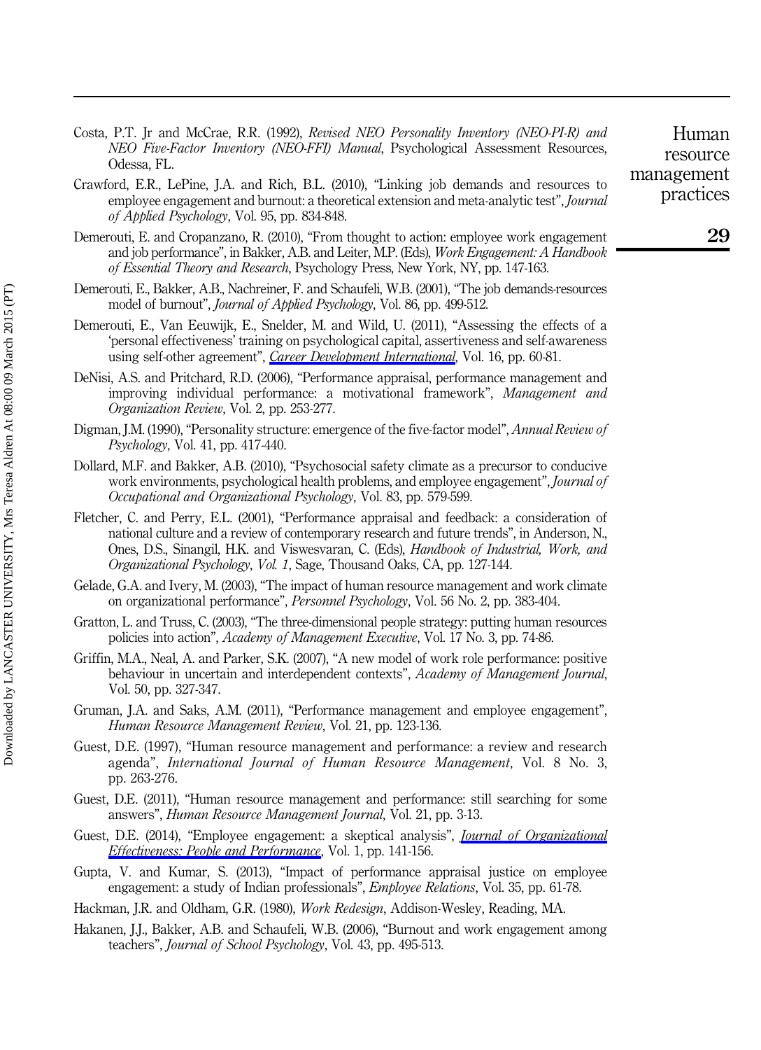Costa, P.T. Jr and McCrae, R.R. (1992), *Revised NEO Personality Inventory (NEO-PI-R) and NEO Five-Factor Inventory (NEO-FFI) Manual*, Psychological Assessment Resources, Odessa, FL.

Crawford, E.R., LePine, J.A. and Rich, B.L. (2010), "Linking job demands and resources to employee engagement and burnout: a theoretical extension and meta-analytic test", *Journal of Applied Psychology*, Vol. 95, pp. 834-848.

Demerouti, E. and Cropanzano, R. (2010), "From thought to action: employee work engagement and job performance", in Bakker, A.B. and Leiter, M.P. (Eds), *Work Engagement: A Handbook of Essential Theory and Research*, Psychology Press, New York, NY, pp. 147-163.

Demerouti, E., Bakker, A.B., Nachreiner, F. and Schaufeli, W.B. (2001), "The job demands-resources model of burnout", *Journal of Applied Psychology*, Vol. 86, pp. 499-512.

Demerouti, E., Van Eeuwijk, E., Snelder, M. and Wild, U. (2011), "Assessing the effects of a 'personal effectiveness' training on psychological capital, assertiveness and self-awareness using self-other agreement", *Career Development International*, Vol. 16, pp. 60-81.

DeNisi, A.S. and Pritchard, R.D. (2006), "Performance appraisal, performance management and improving individual performance: a motivational framework", *Management and Organization Review*, Vol. 2, pp. 253-277.

Digman, J.M. (1990), "Personality structure: emergence of the five-factor model", *Annual Review of Psychology*, Vol. 41, pp. 417-440.

Dollard, M.F. and Bakker, A.B. (2010), "Psychosocial safety climate as a precursor to conducive work environments, psychological health problems, and employee engagement", *Journal of Occupational and Organizational Psychology*, Vol. 83, pp. 579-599.

Fletcher, C. and Perry, E.L. (2001), "Performance appraisal and feedback: a consideration of national culture and a review of contemporary research and future trends", in Anderson, N., Ones, D.S., Sinangil, H.K. and Viswesvaran, C. (Eds), *Handbook of Industrial, Work, and Organizational Psychology, Vol. 1*, Sage, Thousand Oaks, CA, pp. 127-144.

Gelade, G.A. and Ivery, M. (2003), "The impact of human resource management and work climate on organizational performance", *Personnel Psychology*, Vol. 56 No. 2, pp. 383-404.

Gratton, L. and Truss, C. (2003), "The three-dimensional people strategy: putting human resources policies into action", *Academy of Management Executive*, Vol. 17 No. 3, pp. 74-86.

Griffin, M.A., Neal, A. and Parker, S.K. (2007), "A new model of work role performance: positive behaviour in uncertain and interdependent contexts", *Academy of Management Journal*, Vol. 50, pp. 327-347.

Gruman, J.A. and Saks, A.M. (2011), "Performance management and employee engagement", *Human Resource Management Review*, Vol. 21, pp. 123-136.

Guest, D.E. (1997), "Human resource management and performance: a review and research agenda", *International Journal of Human Resource Management*, Vol. 8 No. 3, pp. 263-276.

Guest, D.E. (2011), "Human resource management and performance: still searching for some answers", *Human Resource Management Journal*, Vol. 21, pp. 3-13.

Guest, D.E. (2014), "Employee engagement: a skeptical analysis", *Journal of Organizational Effectiveness: People and Performance*, Vol. 1, pp. 141-156.

Gupta, V. and Kumar, S. (2013), "Impact of performance appraisal justice on employee engagement: a study of Indian professionals", *Employee Relations*, Vol. 35, pp. 61-78.

Hackman, J.R. and Oldham, G.R. (1980), *Work Redesign*, Addison-Wesley, Reading, MA.

Hakanen, J.J., Bakker, A.B. and Schaufeli, W.B. (2006), "Burnout and work engagement among teachers", *Journal of School Psychology*, Vol. 43, pp. 495-513.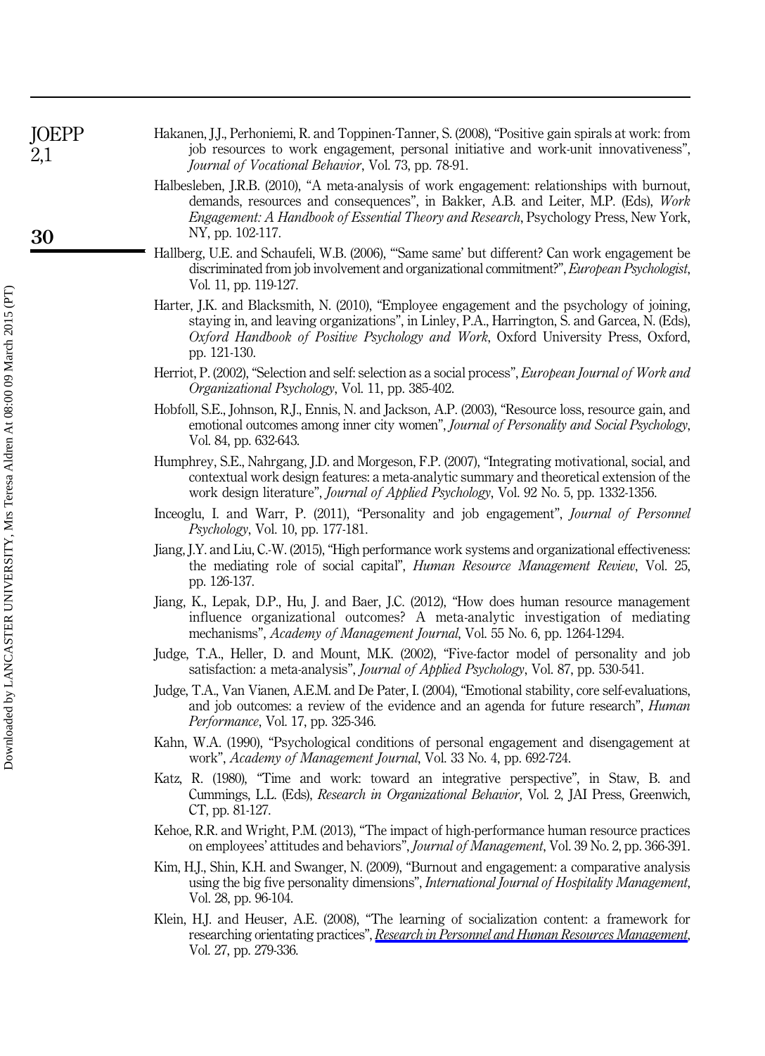Hakanen, J.J., Perhoniemi, R. and Toppinen-Tanner, S. (2008), "Positive gain spirals at work: from job resources to work engagement, personal initiative and work-unit innovativeness", *Journal of Vocational Behavior*, Vol. 73, pp. 78-91.

Halbesleben, J.R.B. (2010), "A meta-analysis of work engagement: relationships with burnout, demands, resources and consequences", in Bakker, A.B. and Leiter, M.P. (Eds), *Work Engagement: A Handbook of Essential Theory and Research*, Psychology Press, New York, NY, pp. 102-117.

Hallberg, U.E. and Schaufeli, W.B. (2006), "'Same same' but different? Can work engagement be discriminated from job involvement and organizational commitment?", *European Psychologist*, Vol. 11, pp. 119-127.

Harter, J.K. and Blacksmith, N. (2010), "Employee engagement and the psychology of joining, staying in, and leaving organizations", in Linley, P.A., Harrington, S. and Garcea, N. (Eds), *Oxford Handbook of Positive Psychology and Work*, Oxford University Press, Oxford, pp. 121-130.

Herriot, P. (2002), "Selection and self: selection as a social process", *European Journal of Work and Organizational Psychology*, Vol. 11, pp. 385-402.

Hobfoll, S.E., Johnson, R.J., Ennis, N. and Jackson, A.P. (2003), "Resource loss, resource gain, and emotional outcomes among inner city women", *Journal of Personality and Social Psychology*, Vol. 84, pp. 632-643.

Humphrey, S.E., Nahrgang, J.D. and Morgeson, F.P. (2007), "Integrating motivational, social, and contextual work design features: a meta-analytic summary and theoretical extension of the work design literature", *Journal of Applied Psychology*, Vol. 92 No. 5, pp. 1332-1356.

Inceoglu, I. and Warr, P. (2011), "Personality and job engagement", *Journal of Personnel Psychology*, Vol. 10, pp. 177-181.

Jiang, J.Y. and Liu, C.-W. (2015), "High performance work systems and organizational effectiveness: the mediating role of social capital", *Human Resource Management Review*, Vol. 25, pp. 126-137.

Jiang, K., Lepak, D.P., Hu, J. and Baer, J.C. (2012), "How does human resource management influence organizational outcomes? A meta-analytic investigation of mediating mechanisms", *Academy of Management Journal*, Vol. 55 No. 6, pp. 1264-1294.

Judge, T.A., Heller, D. and Mount, M.K. (2002), "Five-factor model of personality and job satisfaction: a meta-analysis", *Journal of Applied Psychology*, Vol. 87, pp. 530-541.

Judge, T.A., Van Vianen, A.E.M. and De Pater, I. (2004), "Emotional stability, core self-evaluations, and job outcomes: a review of the evidence and an agenda for future research", *Human Performance*, Vol. 17, pp. 325-346.

Kahn, W.A. (1990), "Psychological conditions of personal engagement and disengagement at work", *Academy of Management Journal*, Vol. 33 No. 4, pp. 692-724.

Katz, R. (1980), "Time and work: toward an integrative perspective", in Staw, B. and Cummings, L.L. (Eds), *Research in Organizational Behavior*, Vol. 2, JAI Press, Greenwich, CT, pp. 81-127.

Kehoe, R.R. and Wright, P.M. (2013), "The impact of high-performance human resource practices on employees' attitudes and behaviors", *Journal of Management*, Vol. 39 No. 2, pp. 366-391.

Kim, H.J., Shin, K.H. and Swanger, N. (2009), "Burnout and engagement: a comparative analysis using the big five personality dimensions", *International Journal of Hospitality Management*, Vol. 28, pp. 96-104.

Klein, H.J. and Heuser, A.E. (2008), "The learning of socialization content: a framework for researching orientating practices", *Research in Personnel and Human Resources Management*, Vol. 27, pp. 279-336.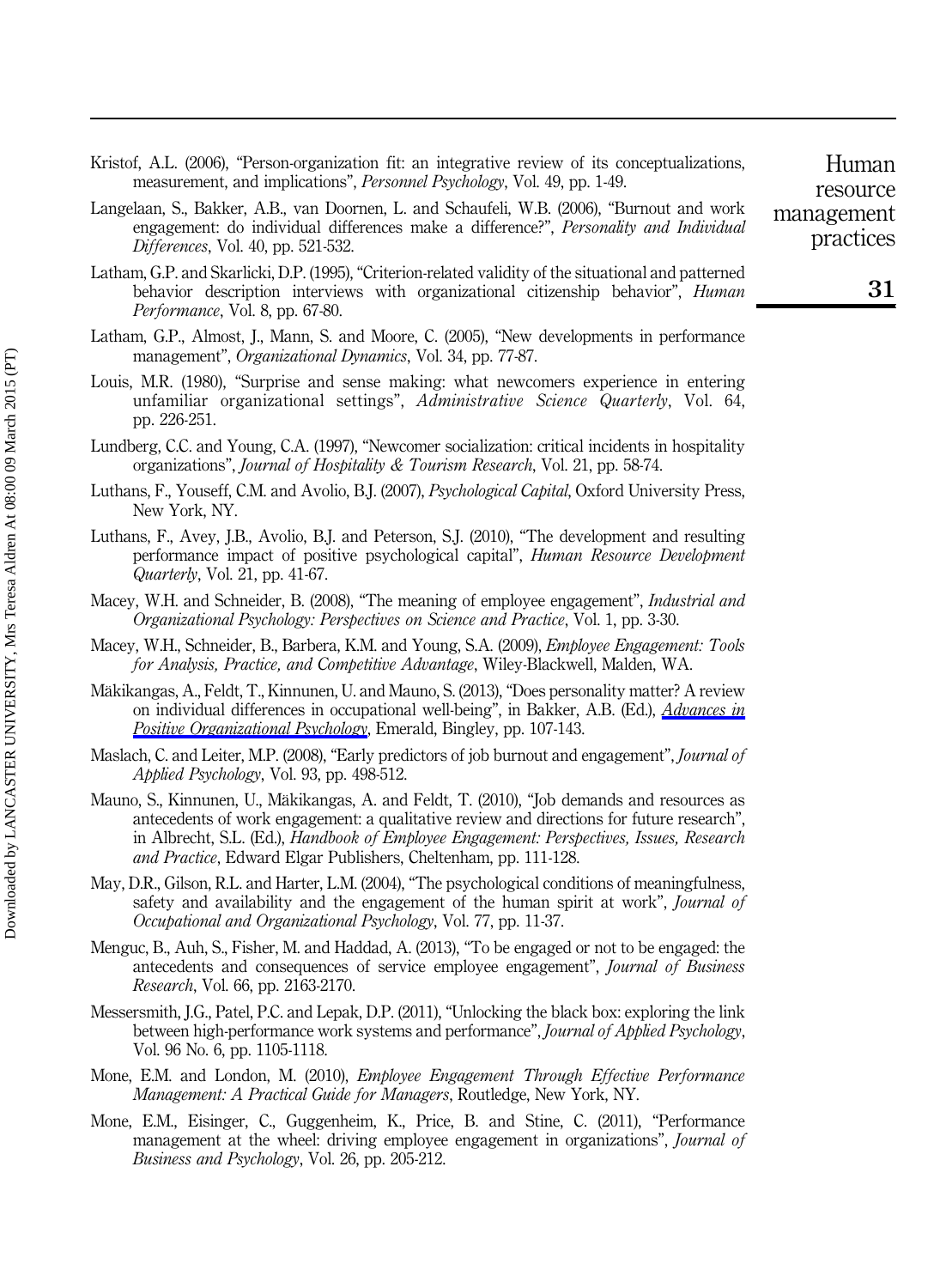Kristof, A.L. (2006), "Person-organization fit: an integrative review of its conceptualizations, measurement, and implications", *Personnel Psychology*, Vol. 49, pp. 1-49.

Langelaan, S., Bakker, A.B., van Doornen, L. and Schaufeli, W.B. (2006), "Burnout and work engagement: do individual differences make a difference?", *Personality and Individual Differences*, Vol. 40, pp. 521-532.

Latham, G.P. and Skarlicki, D.P. (1995), "Criterion-related validity of the situational and patterned behavior description interviews with organizational citizenship behavior", *Human Performance*, Vol. 8, pp. 67-80.

Latham, G.P., Almost, J., Mann, S. and Moore, C. (2005), "New developments in performance management", *Organizational Dynamics*, Vol. 34, pp. 77-87.

Louis, M.R. (1980), "Surprise and sense making: what newcomers experience in entering unfamiliar organizational settings", *Administrative Science Quarterly*, Vol. 64, pp. 226-251.

Lundberg, C.C. and Young, C.A. (1997), "Newcomer socialization: critical incidents in hospitality organizations", *Journal of Hospitality & Tourism Research*, Vol. 21, pp. 58-74.

Luthans, F., Youseff, C.M. and Avolio, B.J. (2007), *Psychological Capital*, Oxford University Press, New York, NY.

Luthans, F., Avey, J.B., Avolio, B.J. and Peterson, S.J. (2010), "The development and resulting performance impact of positive psychological capital", *Human Resource Development Quarterly*, Vol. 21, pp. 41-67.

Macey, W.H. and Schneider, B. (2008), "The meaning of employee engagement", *Industrial and Organizational Psychology: Perspectives on Science and Practice*, Vol. 1, pp. 3-30.

Macey, W.H., Schneider, B., Barbera, K.M. and Young, S.A. (2009), *Employee Engagement: Tools for Analysis, Practice, and Competitive Advantage*, Wiley-Blackwell, Malden, WA.

Mäkikangas, A., Feldt, T., Kinnunen, U. and Mauno, S. (2013), "Does personality matter? A review on individual differences in occupational well-being", in Bakker, A.B. (Ed.), *Advances in Positive Organizational Psychology*, Emerald, Bingley, pp. 107-143.

Maslach, C. and Leiter, M.P. (2008), "Early predictors of job burnout and engagement", *Journal of Applied Psychology*, Vol. 93, pp. 498-512.

Mauno, S., Kinnunen, U., Mäkikangas, A. and Feldt, T. (2010), "Job demands and resources as antecedents of work engagement: a qualitative review and directions for future research", in Albrecht, S.L. (Ed.), *Handbook of Employee Engagement: Perspectives, Issues, Research and Practice*, Edward Elgar Publishers, Cheltenham, pp. 111-128.

May, D.R., Gilson, R.L. and Harter, L.M. (2004), "The psychological conditions of meaningfulness, safety and availability and the engagement of the human spirit at work", *Journal of Occupational and Organizational Psychology*, Vol. 77, pp. 11-37.

Menguc, B., Auh, S., Fisher, M. and Haddad, A. (2013), "To be engaged or not to be engaged: the antecedents and consequences of service employee engagement", *Journal of Business Research*, Vol. 66, pp. 2163-2170.

Messersmith, J.G., Patel, P.C. and Lepak, D.P. (2011), "Unlocking the black box: exploring the link between high-performance work systems and performance", *Journal of Applied Psychology*, Vol. 96 No. 6, pp. 1105-1118.

Mone, E.M. and London, M. (2010), *Employee Engagement Through Effective Performance Management: A Practical Guide for Managers*, Routledge, New York, NY.

Mone, E.M., Eisinger, C., Guggenheim, K., Price, B. and Stine, C. (2011), "Performance management at the wheel: driving employee engagement in organizations", *Journal of Business and Psychology*, Vol. 26, pp. 205-212.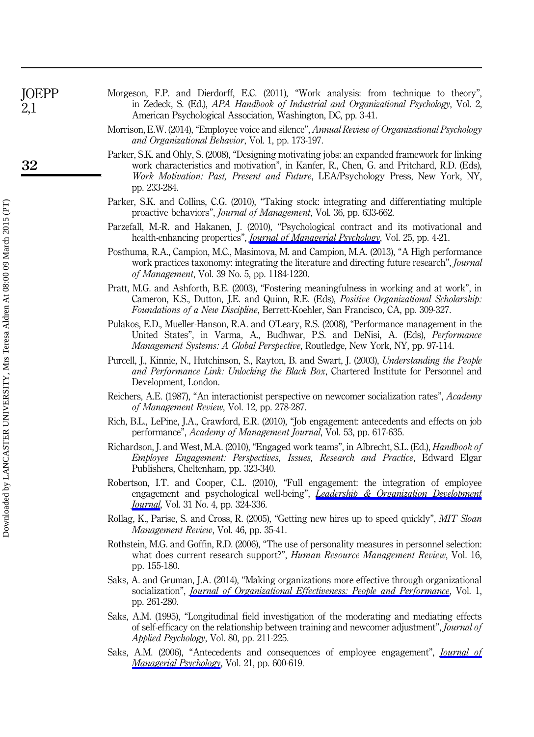Morgeson, F.P. and Dierdorff, E.C. (2011), "Work analysis: from technique to theory", in Zedeck, S. (Ed.), *APA Handbook of Industrial and Organizational Psychology*, Vol. 2, American Psychological Association, Washington, DC, pp. 3-41.

Morrison, E.W. (2014), "Employee voice and silence", *Annual Review of Organizational Psychology and Organizational Behavior*, Vol. 1, pp. 173-197.

Parker, S.K. and Ohly, S. (2008), "Designing motivating jobs: an expanded framework for linking work characteristics and motivation", in Kanfer, R., Chen, G. and Pritchard, R.D. (Eds), *Work Motivation: Past, Present and Future*, LEA/Psychology Press, New York, NY, pp. 233-284.

Parker, S.K. and Collins, C.G. (2010), "Taking stock: integrating and differentiating multiple proactive behaviors", *Journal of Management*, Vol. 36, pp. 633-662.

Parzefall, M.-R. and Hakanen, J. (2010), "Psychological contract and its motivational and health-enhancing properties", *Journal of Managerial Psychology*, Vol. 25, pp. 4-21.

Posthuma, R.A., Campion, M.C., Masimova, M. and Campion, M.A. (2013), "A High performance work practices taxonomy: integrating the literature and directing future research", *Journal of Management*, Vol. 39 No. 5, pp. 1184-1220.

Pratt, M.G. and Ashforth, B.E. (2003), "Fostering meaningfulness in working and at work", in Cameron, K.S., Dutton, J.E. and Quinn, R.E. (Eds), *Positive Organizational Scholarship: Foundations of a New Discipline*, Berrett-Koehler, San Francisco, CA, pp. 309-327.

Pulakos, E.D., Mueller-Hanson, R.A. and O'Leary, R.S. (2008), "Performance management in the United States", in Varma, A., Budhwar, P.S. and DeNisi, A. (Eds), *Performance Management Systems: A Global Perspective*, Routledge, New York, NY, pp. 97-114.

Purcell, J., Kinnie, N., Hutchinson, S., Rayton, B. and Swart, J. (2003), *Understanding the People and Performance Link: Unlocking the Black Box*, Chartered Institute for Personnel and Development, London.

Reichers, A.E. (1987), "An interactionist perspective on newcomer socialization rates", *Academy of Management Review*, Vol. 12, pp. 278-287.

Rich, B.L., LePine, J.A., Crawford, E.R. (2010), "Job engagement: antecedents and effects on job performance", *Academy of Management Journal*, Vol. 53, pp. 617-635.

Richardson, J. and West, M.A. (2010), "Engaged work teams", in Albrecht, S.L. (Ed.), *Handbook of Employee Engagement: Perspectives, Issues, Research and Practice*, Edward Elgar Publishers, Cheltenham, pp. 323-340.

Robertson, I.T. and Cooper, C.L. (2010), "Full engagement: the integration of employee engagement and psychological well-being", *Leadership & Organization Development Journal*, Vol. 31 No. 4, pp. 324-336.

Rollag, K., Parise, S. and Cross, R. (2005), "Getting new hires up to speed quickly", *MIT Sloan Management Review*, Vol. 46, pp. 35-41.

Rothstein, M.G. and Goffin, R.D. (2006), "The use of personality measures in personnel selection: what does current research support?", *Human Resource Management Review*, Vol. 16, pp. 155-180.

Saks, A. and Gruman, J.A. (2014), "Making organizations more effective through organizational socialization", *Journal of Organizational Effectiveness: People and Performance*, Vol. 1, pp. 261-280.

Saks, A.M. (1995), "Longitudinal field investigation of the moderating and mediating effects of self-efficacy on the relationship between training and newcomer adjustment", *Journal of Applied Psychology*, Vol. 80, pp. 211-225.

Saks, A.M. (2006), "Antecedents and consequences of employee engagement", *Journal of Managerial Psychology*, Vol. 21, pp. 600-619.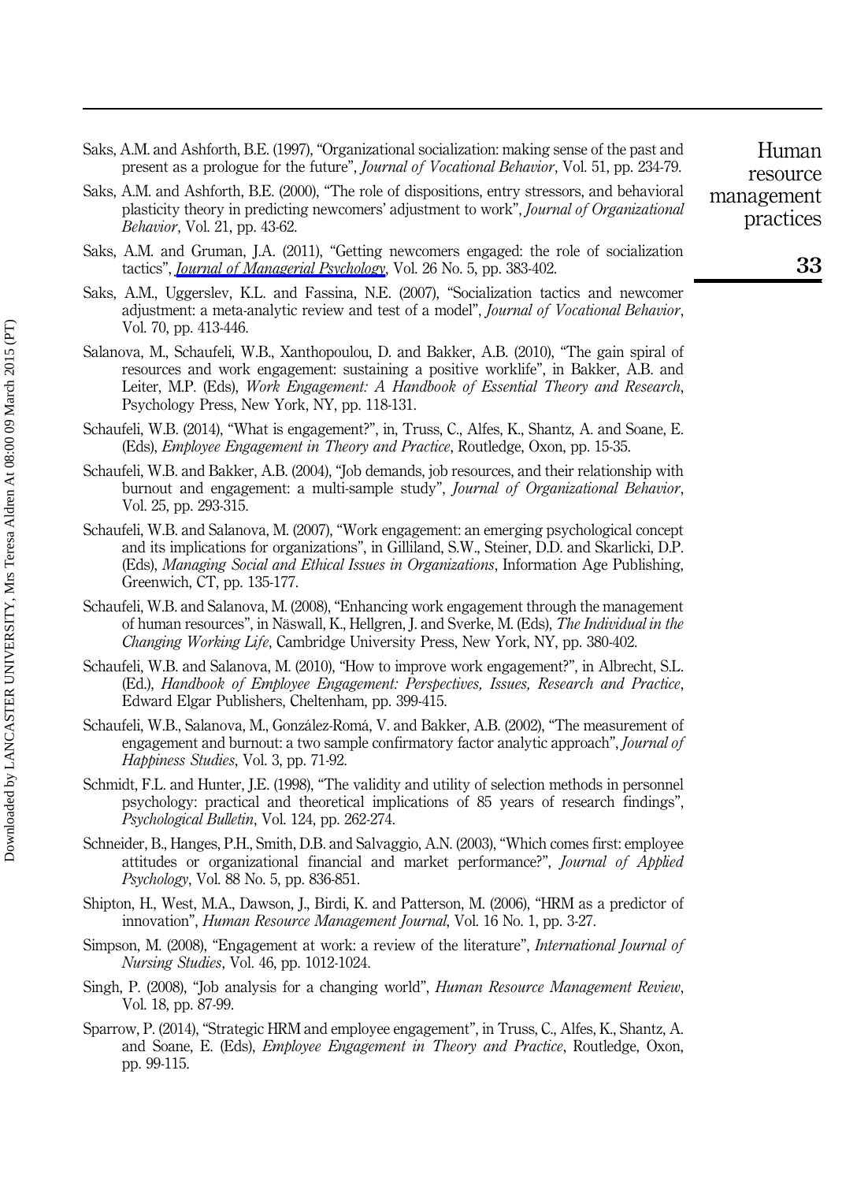Saks, A.M. and Ashforth, B.E. (1997), "Organizational socialization: making sense of the past and present as a prologue for the future", *Journal of Vocational Behavior*, Vol. 51, pp. 234-79.

Saks, A.M. and Ashforth, B.E. (2000), "The role of dispositions, entry stressors, and behavioral plasticity theory in predicting newcomers' adjustment to work", *Journal of Organizational Behavior*, Vol. 21, pp. 43-62.

Saks, A.M. and Gruman, J.A. (2011), "Getting newcomers engaged: the role of socialization tactics", *Journal of Managerial Psychology*, Vol. 26 No. 5, pp. 383-402.

Saks, A.M., Uggerslev, K.L. and Fassina, N.E. (2007), "Socialization tactics and newcomer adjustment: a meta-analytic review and test of a model", *Journal of Vocational Behavior*, Vol. 70, pp. 413-446.

Salanova, M., Schaufeli, W.B., Xanthopoulou, D. and Bakker, A.B. (2010), "The gain spiral of resources and work engagement: sustaining a positive worklife", in Bakker, A.B. and Leiter, M.P. (Eds), *Work Engagement: A Handbook of Essential Theory and Research*, Psychology Press, New York, NY, pp. 118-131.

Schaufeli, W.B. (2014), "What is engagement?", in, Truss, C., Alfes, K., Shantz, A. and Soane, E. (Eds), *Employee Engagement in Theory and Practice*, Routledge, Oxon, pp. 15-35.

Schaufeli, W.B. and Bakker, A.B. (2004), "Job demands, job resources, and their relationship with burnout and engagement: a multi-sample study", *Journal of Organizational Behavior*, Vol. 25, pp. 293-315.

Schaufeli, W.B. and Salanova, M. (2007), "Work engagement: an emerging psychological concept and its implications for organizations", in Gilliland, S.W., Steiner, D.D. and Skarlicki, D.P. (Eds), *Managing Social and Ethical Issues in Organizations*, Information Age Publishing, Greenwich, CT, pp. 135-177.

Schaufeli, W.B. and Salanova, M. (2008), "Enhancing work engagement through the management of human resources", in Näswall, K., Hellgren, J. and Sverke, M. (Eds), *The Individual in the Changing Working Life*, Cambridge University Press, New York, NY, pp. 380-402.

Schaufeli, W.B. and Salanova, M. (2010), "How to improve work engagement?", in Albrecht, S.L. (Ed.), *Handbook of Employee Engagement: Perspectives, Issues, Research and Practice*, Edward Elgar Publishers, Cheltenham, pp. 399-415.

Schaufeli, W.B., Salanova, M., González-Romá, V. and Bakker, A.B. (2002), "The measurement of engagement and burnout: a two sample confirmatory factor analytic approach", *Journal of Happiness Studies*, Vol. 3, pp. 71-92.

Schmidt, F.L. and Hunter, J.E. (1998), "The validity and utility of selection methods in personnel psychology: practical and theoretical implications of 85 years of research findings", *Psychological Bulletin*, Vol. 124, pp. 262-274.

Schneider, B., Hanges, P.H., Smith, D.B. and Salvaggio, A.N. (2003), "Which comes first: employee attitudes or organizational financial and market performance?", *Journal of Applied Psychology*, Vol. 88 No. 5, pp. 836-851.

Shipton, H., West, M.A., Dawson, J., Birdi, K. and Patterson, M. (2006), "HRM as a predictor of innovation", *Human Resource Management Journal*, Vol. 16 No. 1, pp. 3-27.

Simpson, M. (2008), "Engagement at work: a review of the literature", *International Journal of Nursing Studies*, Vol. 46, pp. 1012-1024.

Singh, P. (2008), "Job analysis for a changing world", *Human Resource Management Review*, Vol. 18, pp. 87-99.

Sparrow, P. (2014), "Strategic HRM and employee engagement", in Truss, C., Alfes, K., Shantz, A. and Soane, E. (Eds), *Employee Engagement in Theory and Practice*, Routledge, Oxon, pp. 99-115.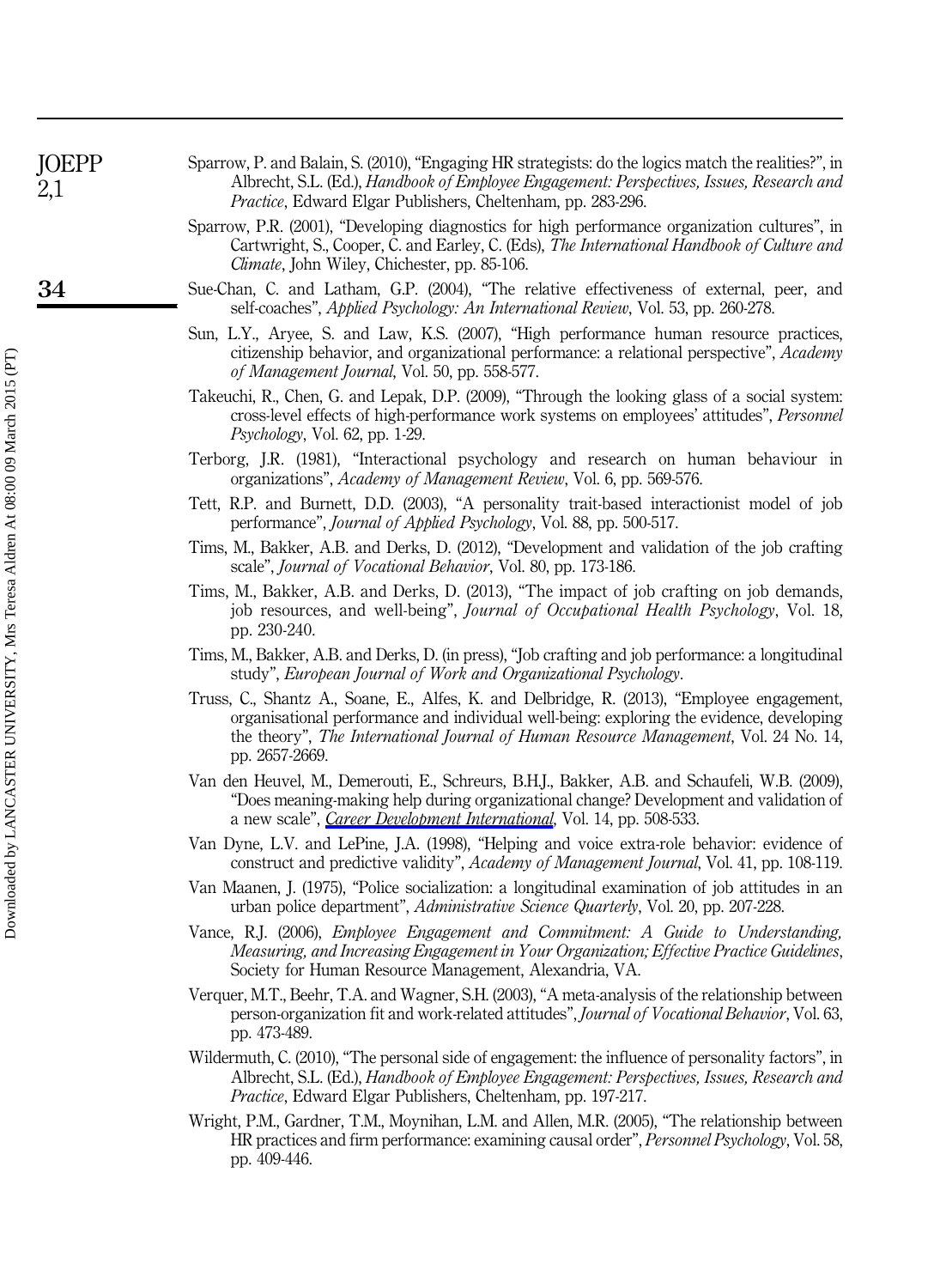Sparrow, P. and Balain, S. (2010), "Engaging HR strategists: do the logics match the realities?", in Albrecht, S.L. (Ed.), *Handbook of Employee Engagement: Perspectives, Issues, Research and Practice*, Edward Elgar Publishers, Cheltenham, pp. 283-296.

Sparrow, P.R. (2001), "Developing diagnostics for high performance organization cultures", in Cartwright, S., Cooper, C. and Earley, C. (Eds), *The International Handbook of Culture and Climate*, John Wiley, Chichester, pp. 85-106.

Sue-Chan, C. and Latham, G.P. (2004), "The relative effectiveness of external, peer, and self-coaches", *Applied Psychology: An International Review*, Vol. 53, pp. 260-278.

Sun, L.Y., Aryee, S. and Law, K.S. (2007), "High performance human resource practices, citizenship behavior, and organizational performance: a relational perspective", *Academy of Management Journal*, Vol. 50, pp. 558-577.

Takeuchi, R., Chen, G. and Lepak, D.P. (2009), "Through the looking glass of a social system: cross-level effects of high-performance work systems on employees' attitudes", *Personnel Psychology*, Vol. 62, pp. 1-29.

Terborg, J.R. (1981), "Interactional psychology and research on human behaviour in organizations", *Academy of Management Review*, Vol. 6, pp. 569-576.

Tett, R.P. and Burnett, D.D. (2003), "A personality trait-based interactionist model of job performance", *Journal of Applied Psychology*, Vol. 88, pp. 500-517.

Tims, M., Bakker, A.B. and Derks, D. (2012), "Development and validation of the job crafting scale", *Journal of Vocational Behavior*, Vol. 80, pp. 173-186.

Tims, M., Bakker, A.B. and Derks, D. (2013), "The impact of job crafting on job demands, job resources, and well-being", *Journal of Occupational Health Psychology*, Vol. 18, pp. 230-240.

Tims, M., Bakker, A.B. and Derks, D. (in press), "Job crafting and job performance: a longitudinal study", *European Journal of Work and Organizational Psychology*.

Truss, C., Shantz A., Soane, E., Alfes, K. and Delbridge, R. (2013), "Employee engagement, organisational performance and individual well-being: exploring the evidence, developing the theory", *The International Journal of Human Resource Management*, Vol. 24 No. 14, pp. 2657-2669.

Van den Heuvel, M., Demerouti, E., Schreurs, B.H.J., Bakker, A.B. and Schaufeli, W.B. (2009), "Does meaning-making help during organizational change? Development and validation of a new scale", *Career Development International*, Vol. 14, pp. 508-533.

Van Dyne, L.V. and LePine, J.A. (1998), "Helping and voice extra-role behavior: evidence of construct and predictive validity", *Academy of Management Journal*, Vol. 41, pp. 108-119.

Van Maanen, J. (1975), "Police socialization: a longitudinal examination of job attitudes in an urban police department", *Administrative Science Quarterly*, Vol. 20, pp. 207-228.

Vance, R.J. (2006), *Employee Engagement and Commitment: A Guide to Understanding, Measuring, and Increasing Engagement in Your Organization; Effective Practice Guidelines*, Society for Human Resource Management, Alexandria, VA.

Verquer, M.T., Beehr, T.A. and Wagner, S.H. (2003), "A meta-analysis of the relationship between person-organization fit and work-related attitudes", *Journal of Vocational Behavior*, Vol. 63, pp. 473-489.

Wildermuth, C. (2010), "The personal side of engagement: the influence of personality factors", in Albrecht, S.L. (Ed.), *Handbook of Employee Engagement: Perspectives, Issues, Research and Practice*, Edward Elgar Publishers, Cheltenham, pp. 197-217.

Wright, P.M., Gardner, T.M., Moynihan, L.M. and Allen, M.R. (2005), "The relationship between HR practices and firm performance: examining causal order", *Personnel Psychology*, Vol. 58, pp. 409-446.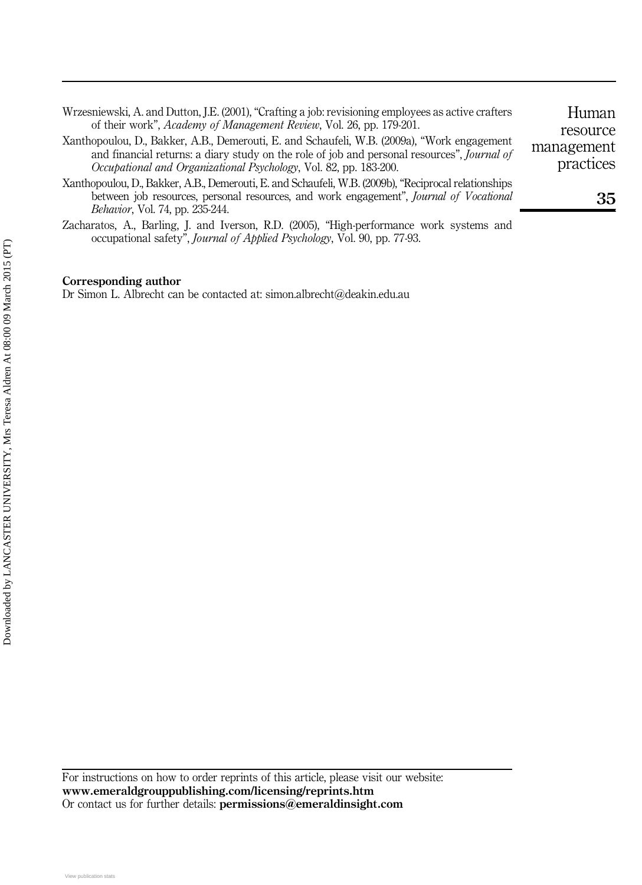Wrzesniewski, A. and Dutton, J.E. (2001), "Crafting a job: revisioning employees as active crafters of their work", *Academy of Management Review*, Vol. 26, pp. 179-201.

Xanthopoulou, D., Bakker, A.B., Demerouti, E. and Schaufeli, W.B. (2009a), "Work engagement and financial returns: a diary study on the role of job and personal resources", *Journal of Occupational and Organizational Psychology*, Vol. 82, pp. 183-200.

Xanthopoulou, D., Bakker, A.B., Demerouti, E. and Schaufeli, W.B. (2009b), "Reciprocal relationships between job resources, personal resources, and work engagement", *Journal of Vocational Behavior*, Vol. 74, pp. 235-244.

Zacharatos, A., Barling, J. and Iverson, R.D. (2005), "High-performance work systems and occupational safety", *Journal of Applied Psychology*, Vol. 90, pp. 77-93.

**Corresponding author**

Dr Simon L. Albrecht can be contacted at: simon.albrecht@deakin.edu.au

For instructions on how to order reprints of this article, please visit our website:
**www.emeraldgrouppublishing.com/licensing/reprints.htm**
Or contact us for further details: **permissions@emeraldinsight.com**